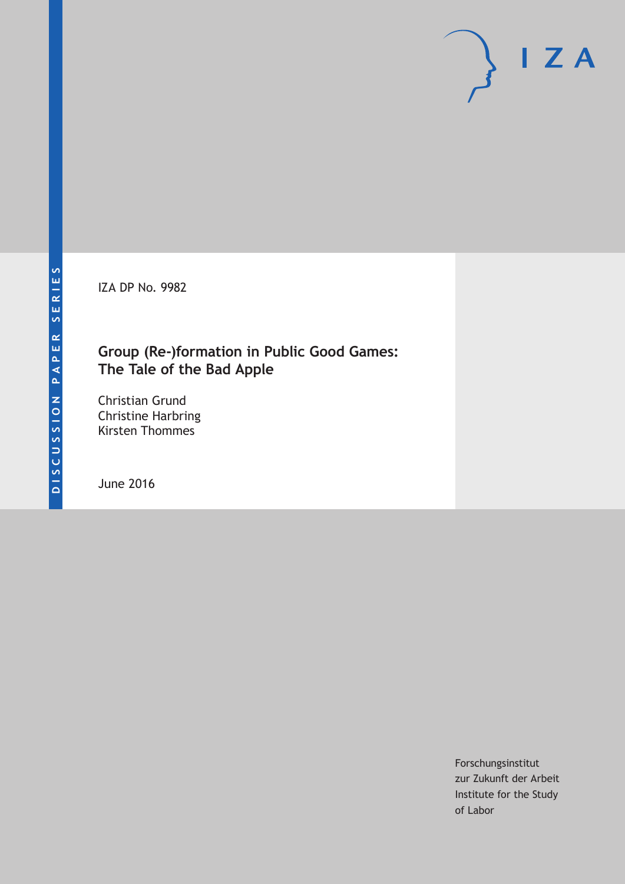DISCUSSION PAPER SERIES

IZA

IZA DP No. 9982

# Group (Re-)formation in Public Good Games: The Tale of the Bad Apple

Christian Grund
Christine Harbring
Kirsten Thommes

June 2016

Forschungsinstitut
zur Zukunft der Arbeit
Institute for the Study
of Labor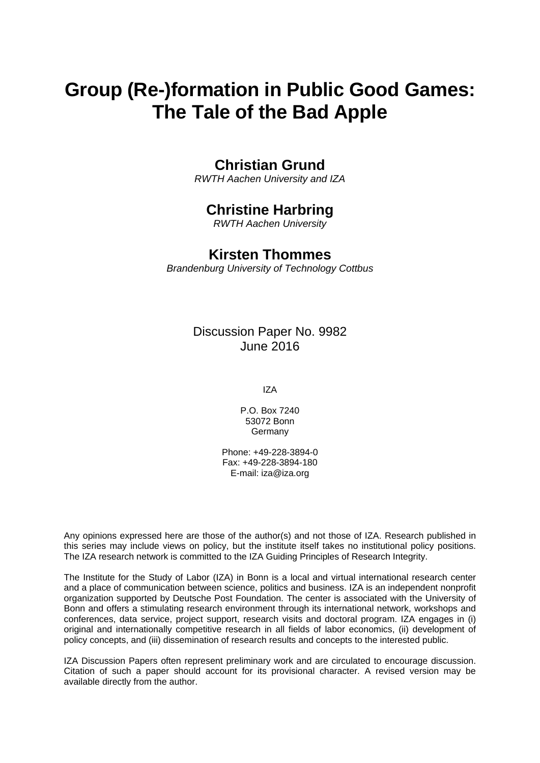# Group (Re-)formation in Public Good Games: The Tale of the Bad Apple

## Christian Grund

*RWTH Aachen University and IZA*

## Christine Harbring

*RWTH Aachen University*

## Kirsten Thommes

*Brandenburg University of Technology Cottbus*

Discussion Paper No. 9982
June 2016

IZA

P.O. Box 7240
53072 Bonn
Germany

Phone: +49-228-3894-0
Fax: +49-228-3894-180
E-mail: iza@iza.org

Any opinions expressed here are those of the author(s) and not those of IZA. Research published in this series may include views on policy, but the institute itself takes no institutional policy positions. The IZA research network is committed to the IZA Guiding Principles of Research Integrity.

The Institute for the Study of Labor (IZA) in Bonn is a local and virtual international research center and a place of communication between science, politics and business. IZA is an independent nonprofit organization supported by Deutsche Post Foundation. The center is associated with the University of Bonn and offers a stimulating research environment through its international network, workshops and conferences, data service, project support, research visits and doctoral program. IZA engages in (i) original and internationally competitive research in all fields of labor economics, (ii) development of policy concepts, and (iii) dissemination of research results and concepts to the interested public.

IZA Discussion Papers often represent preliminary work and are circulated to encourage discussion. Citation of such a paper should account for its provisional character. A revised version may be available directly from the author.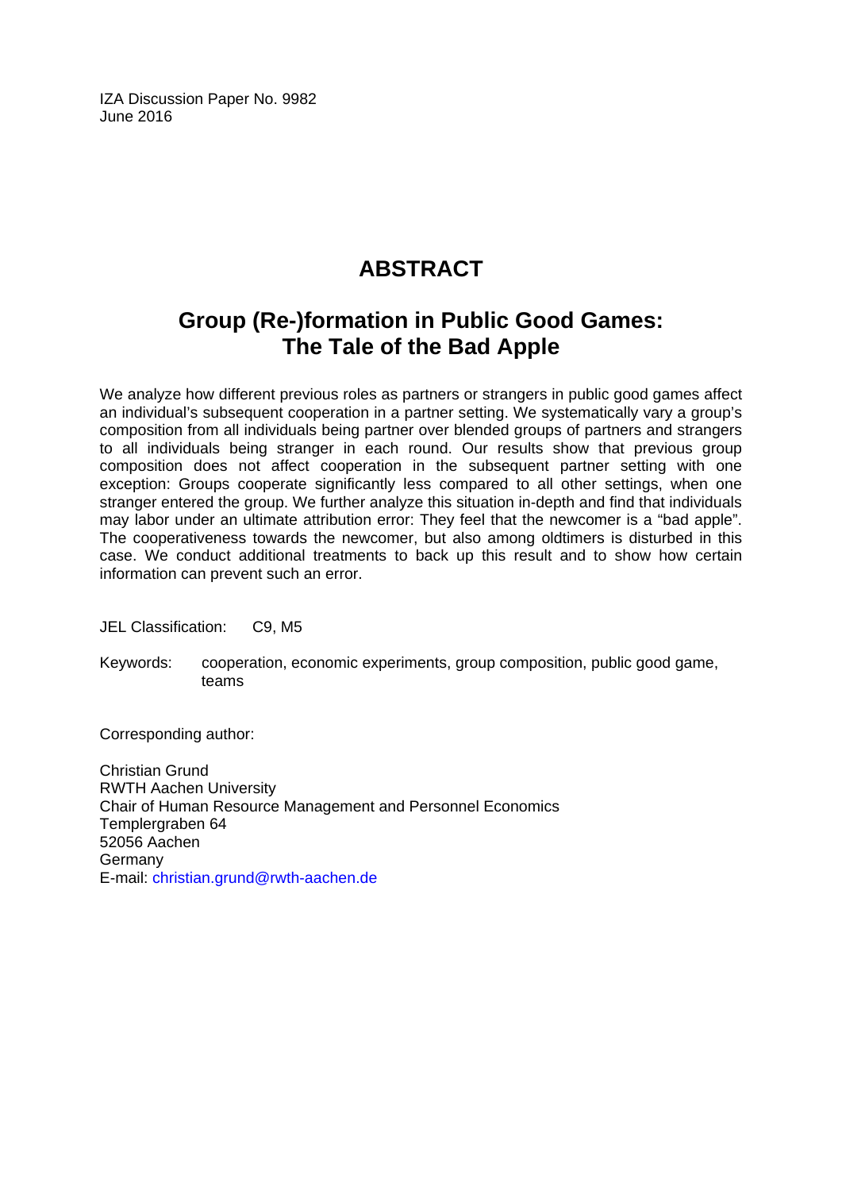IZA Discussion Paper No. 9982
June 2016

# ABSTRACT

## Group (Re-)formation in Public Good Games: The Tale of the Bad Apple

We analyze how different previous roles as partners or strangers in public good games affect an individual's subsequent cooperation in a partner setting. We systematically vary a group's composition from all individuals being partner over blended groups of partners and strangers to all individuals being stranger in each round. Our results show that previous group composition does not affect cooperation in the subsequent partner setting with one exception: Groups cooperate significantly less compared to all other settings, when one stranger entered the group. We further analyze this situation in-depth and find that individuals may labor under an ultimate attribution error: They feel that the newcomer is a "bad apple". The cooperativeness towards the newcomer, but also among oldtimers is disturbed in this case. We conduct additional treatments to back up this result and to show how certain information can prevent such an error.

JEL Classification: C9, M5

Keywords: cooperation, economic experiments, group composition, public good game, teams

Corresponding author:

Christian Grund
RWTH Aachen University
Chair of Human Resource Management and Personnel Economics
Templergraben 64
52056 Aachen
Germany
E-mail: christian.grund@rwth-aachen.de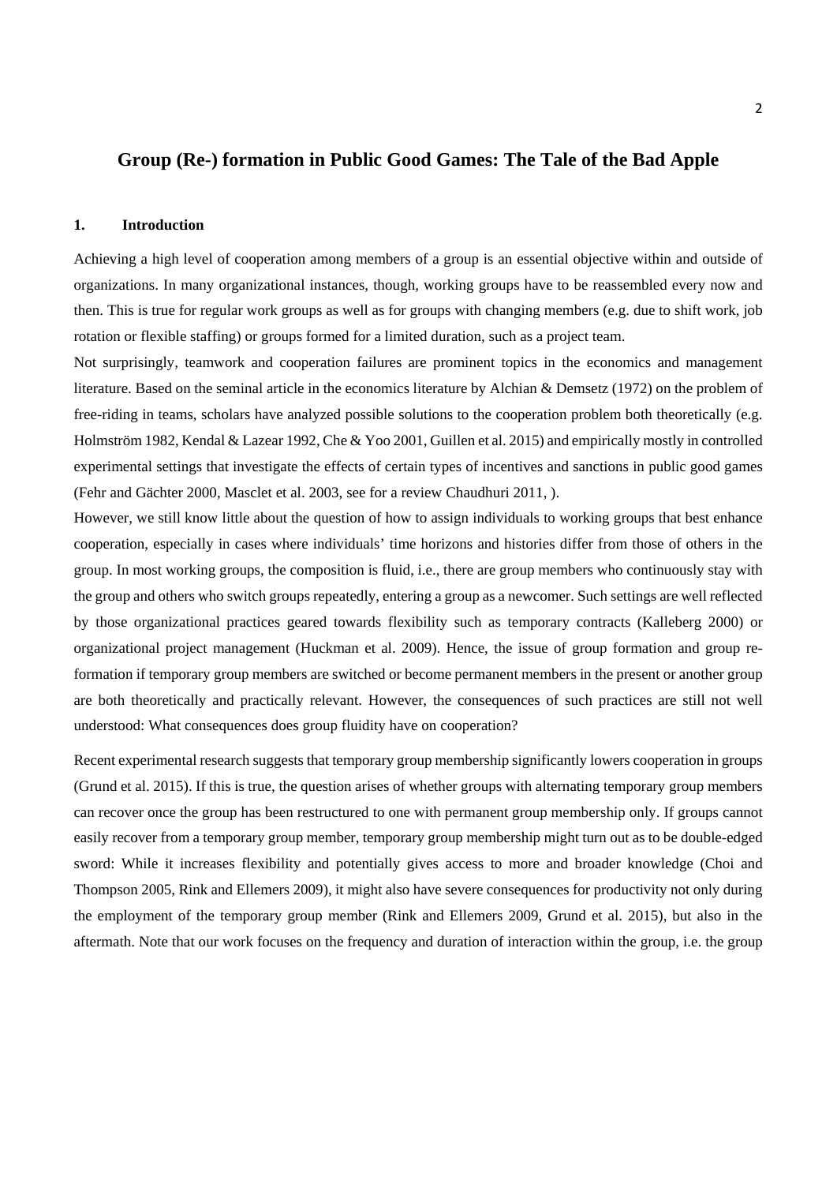## Group (Re-) formation in Public Good Games: The Tale of the Bad Apple

### 1. Introduction

Achieving a high level of cooperation among members of a group is an essential objective within and outside of organizations. In many organizational instances, though, working groups have to be reassembled every now and then. This is true for regular work groups as well as for groups with changing members (e.g. due to shift work, job rotation or flexible staffing) or groups formed for a limited duration, such as a project team.

Not surprisingly, teamwork and cooperation failures are prominent topics in the economics and management literature. Based on the seminal article in the economics literature by Alchian & Demsetz (1972) on the problem of free-riding in teams, scholars have analyzed possible solutions to the cooperation problem both theoretically (e.g. Holmström 1982, Kendal & Lazear 1992, Che & Yoo 2001, Guillen et al. 2015) and empirically mostly in controlled experimental settings that investigate the effects of certain types of incentives and sanctions in public good games (Fehr and Gächter 2000, Masclet et al. 2003, see for a review Chaudhuri 2011, ).

However, we still know little about the question of how to assign individuals to working groups that best enhance cooperation, especially in cases where individuals' time horizons and histories differ from those of others in the group. In most working groups, the composition is fluid, i.e., there are group members who continuously stay with the group and others who switch groups repeatedly, entering a group as a newcomer. Such settings are well reflected by those organizational practices geared towards flexibility such as temporary contracts (Kalleberg 2000) or organizational project management (Huckman et al. 2009). Hence, the issue of group formation and group re-formation if temporary group members are switched or become permanent members in the present or another group are both theoretically and practically relevant. However, the consequences of such practices are still not well understood: What consequences does group fluidity have on cooperation?

Recent experimental research suggests that temporary group membership significantly lowers cooperation in groups (Grund et al. 2015). If this is true, the question arises of whether groups with alternating temporary group members can recover once the group has been restructured to one with permanent group membership only. If groups cannot easily recover from a temporary group member, temporary group membership might turn out as to be double-edged sword: While it increases flexibility and potentially gives access to more and broader knowledge (Choi and Thompson 2005, Rink and Ellemers 2009), it might also have severe consequences for productivity not only during the employment of the temporary group member (Rink and Ellemers 2009, Grund et al. 2015), but also in the aftermath. Note that our work focuses on the frequency and duration of interaction within the group, i.e. the group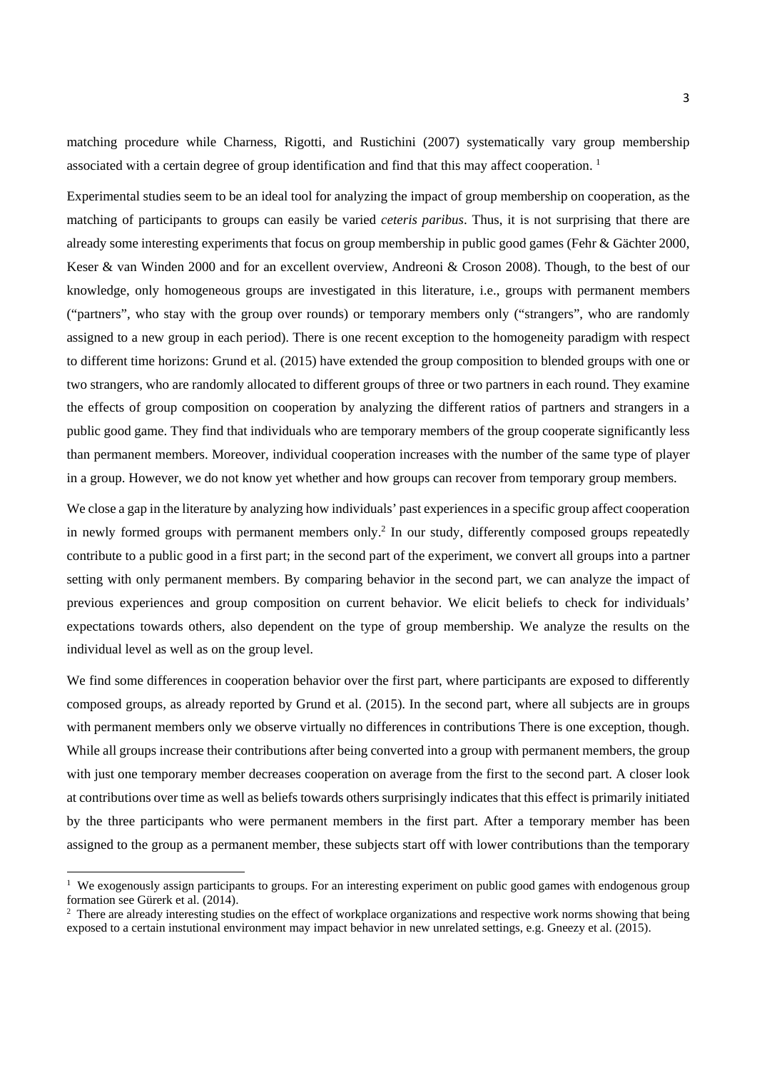matching procedure while Charness, Rigotti, and Rustichini (2007) systematically vary group membership associated with a certain degree of group identification and find that this may affect cooperation. [1]

Experimental studies seem to be an ideal tool for analyzing the impact of group membership on cooperation, as the matching of participants to groups can easily be varied *ceteris paribus*. Thus, it is not surprising that there are already some interesting experiments that focus on group membership in public good games (Fehr & Gächter 2000, Keser & van Winden 2000 and for an excellent overview, Andreoni & Croson 2008). Though, to the best of our knowledge, only homogeneous groups are investigated in this literature, i.e., groups with permanent members ("partners", who stay with the group over rounds) or temporary members only ("strangers", who are randomly assigned to a new group in each period). There is one recent exception to the homogeneity paradigm with respect to different time horizons: Grund et al. (2015) have extended the group composition to blended groups with one or two strangers, who are randomly allocated to different groups of three or two partners in each round. They examine the effects of group composition on cooperation by analyzing the different ratios of partners and strangers in a public good game. They find that individuals who are temporary members of the group cooperate significantly less than permanent members. Moreover, individual cooperation increases with the number of the same type of player in a group. However, we do not know yet whether and how groups can recover from temporary group members.

We close a gap in the literature by analyzing how individuals' past experiences in a specific group affect cooperation in newly formed groups with permanent members only.[2] In our study, differently composed groups repeatedly contribute to a public good in a first part; in the second part of the experiment, we convert all groups into a partner setting with only permanent members. By comparing behavior in the second part, we can analyze the impact of previous experiences and group composition on current behavior. We elicit beliefs to check for individuals' expectations towards others, also dependent on the type of group membership. We analyze the results on the individual level as well as on the group level.

We find some differences in cooperation behavior over the first part, where participants are exposed to differently composed groups, as already reported by Grund et al. (2015). In the second part, where all subjects are in groups with permanent members only we observe virtually no differences in contributions There is one exception, though. While all groups increase their contributions after being converted into a group with permanent members, the group with just one temporary member decreases cooperation on average from the first to the second part. A closer look at contributions over time as well as beliefs towards others surprisingly indicates that this effect is primarily initiated by the three participants who were permanent members in the first part. After a temporary member has been assigned to the group as a permanent member, these subjects start off with lower contributions than the temporary

[1] We exogenously assign participants to groups. For an interesting experiment on public good games with endogenous group formation see Gürerk et al. (2014).

[2] There are already interesting studies on the effect of workplace organizations and respective work norms showing that being exposed to a certain instutional environment may impact behavior in new unrelated settings, e.g. Gneezy et al. (2015).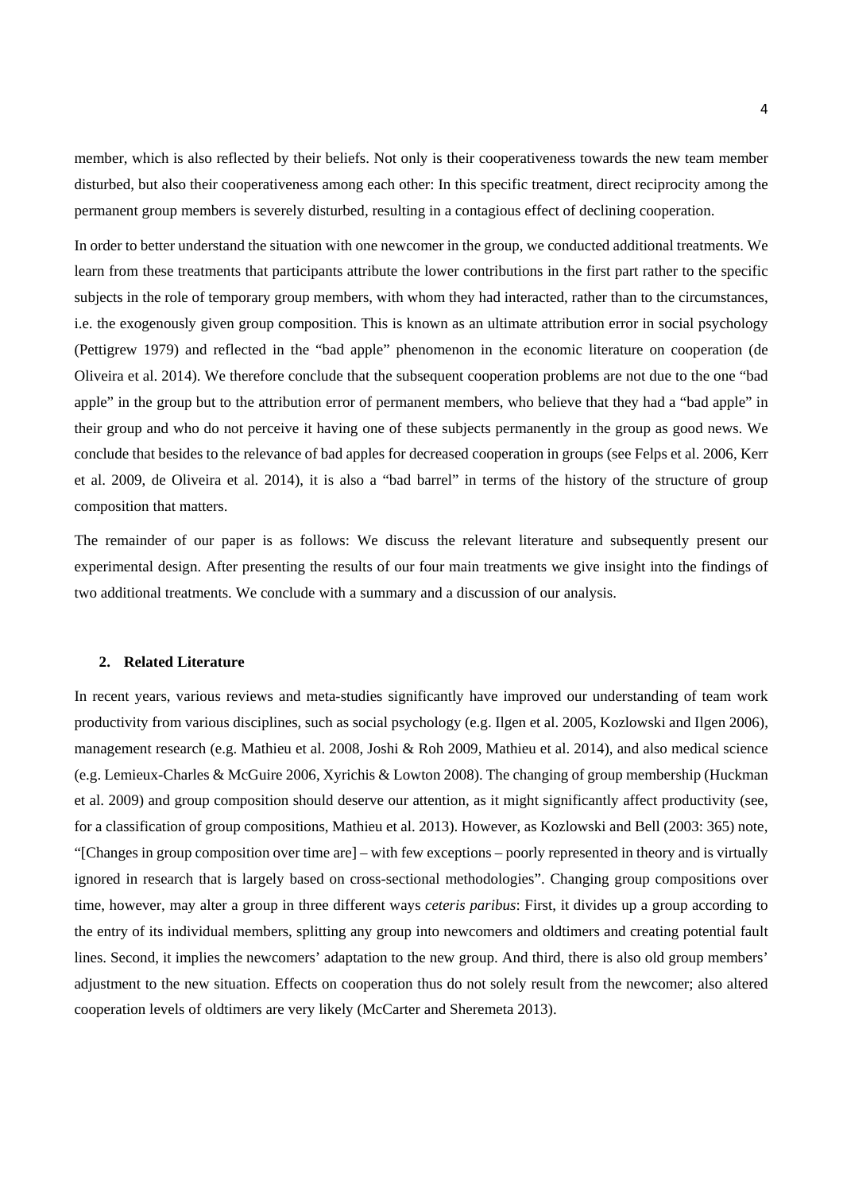member, which is also reflected by their beliefs. Not only is their cooperativeness towards the new team member disturbed, but also their cooperativeness among each other: In this specific treatment, direct reciprocity among the permanent group members is severely disturbed, resulting in a contagious effect of declining cooperation.

In order to better understand the situation with one newcomer in the group, we conducted additional treatments. We learn from these treatments that participants attribute the lower contributions in the first part rather to the specific subjects in the role of temporary group members, with whom they had interacted, rather than to the circumstances, i.e. the exogenously given group composition. This is known as an ultimate attribution error in social psychology (Pettigrew 1979) and reflected in the "bad apple" phenomenon in the economic literature on cooperation (de Oliveira et al. 2014). We therefore conclude that the subsequent cooperation problems are not due to the one "bad apple" in the group but to the attribution error of permanent members, who believe that they had a "bad apple" in their group and who do not perceive it having one of these subjects permanently in the group as good news. We conclude that besides to the relevance of bad apples for decreased cooperation in groups (see Felps et al. 2006, Kerr et al. 2009, de Oliveira et al. 2014), it is also a "bad barrel" in terms of the history of the structure of group composition that matters.

The remainder of our paper is as follows: We discuss the relevant literature and subsequently present our experimental design. After presenting the results of our four main treatments we give insight into the findings of two additional treatments. We conclude with a summary and a discussion of our analysis.

## 2. Related Literature

In recent years, various reviews and meta-studies significantly have improved our understanding of team work productivity from various disciplines, such as social psychology (e.g. Ilgen et al. 2005, Kozlowski and Ilgen 2006), management research (e.g. Mathieu et al. 2008, Joshi & Roh 2009, Mathieu et al. 2014), and also medical science (e.g. Lemieux-Charles & McGuire 2006, Xyrichis & Lowton 2008). The changing of group membership (Huckman et al. 2009) and group composition should deserve our attention, as it might significantly affect productivity (see, for a classification of group compositions, Mathieu et al. 2013). However, as Kozlowski and Bell (2003: 365) note, "[Changes in group composition over time are] – with few exceptions – poorly represented in theory and is virtually ignored in research that is largely based on cross-sectional methodologies". Changing group compositions over time, however, may alter a group in three different ways *ceteris paribus*: First, it divides up a group according to the entry of its individual members, splitting any group into newcomers and oldtimers and creating potential fault lines. Second, it implies the newcomers' adaptation to the new group. And third, there is also old group members' adjustment to the new situation. Effects on cooperation thus do not solely result from the newcomer; also altered cooperation levels of oldtimers are very likely (McCarter and Sheremeta 2013).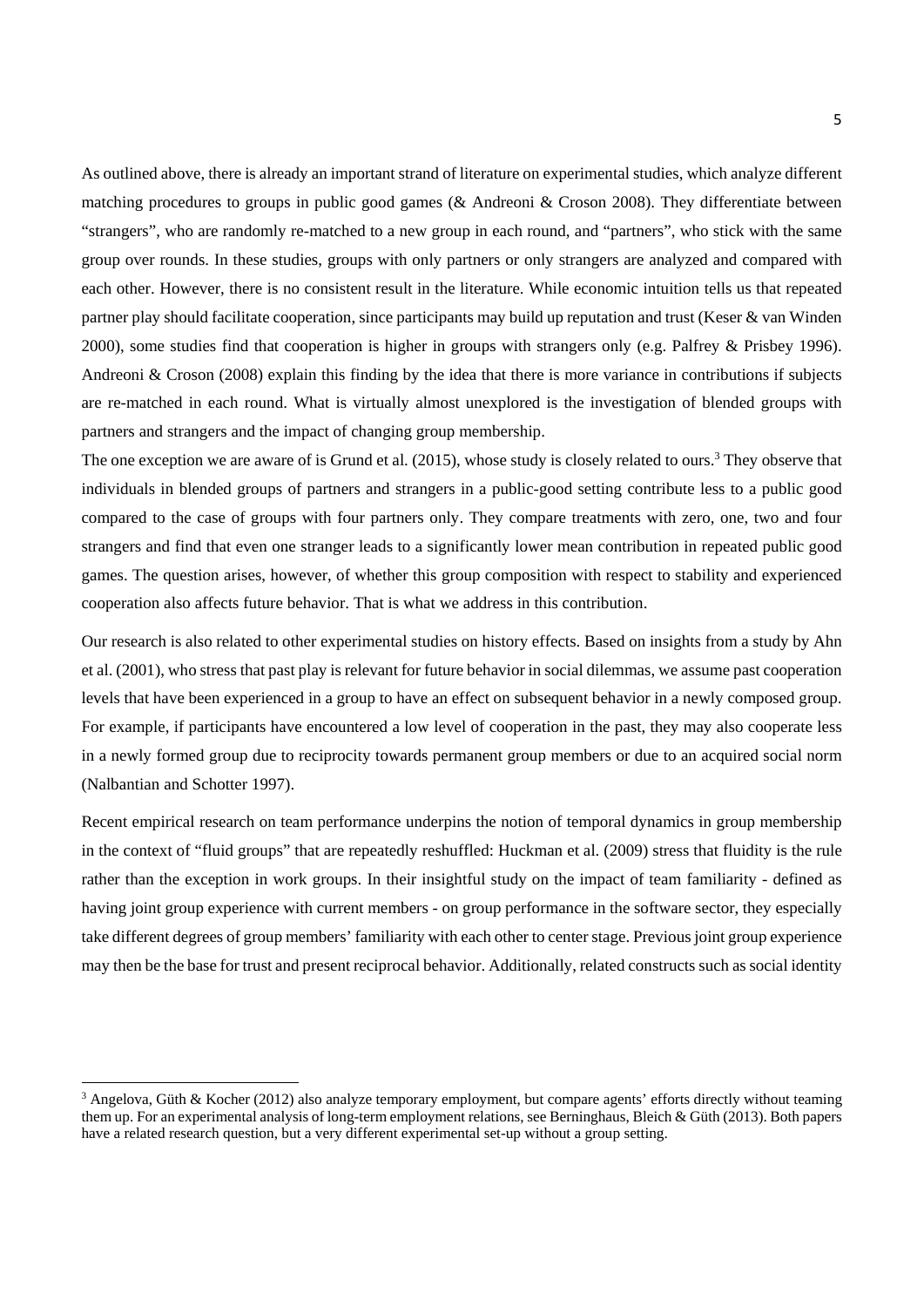As outlined above, there is already an important strand of literature on experimental studies, which analyze different matching procedures to groups in public good games (& Andreoni & Croson 2008). They differentiate between "strangers", who are randomly re-matched to a new group in each round, and "partners", who stick with the same group over rounds. In these studies, groups with only partners or only strangers are analyzed and compared with each other. However, there is no consistent result in the literature. While economic intuition tells us that repeated partner play should facilitate cooperation, since participants may build up reputation and trust (Keser & van Winden 2000), some studies find that cooperation is higher in groups with strangers only (e.g. Palfrey & Prisbey 1996). Andreoni & Croson (2008) explain this finding by the idea that there is more variance in contributions if subjects are re-matched in each round. What is virtually almost unexplored is the investigation of blended groups with partners and strangers and the impact of changing group membership.

The one exception we are aware of is Grund et al. (2015), whose study is closely related to ours.[3] They observe that individuals in blended groups of partners and strangers in a public-good setting contribute less to a public good compared to the case of groups with four partners only. They compare treatments with zero, one, two and four strangers and find that even one stranger leads to a significantly lower mean contribution in repeated public good games. The question arises, however, of whether this group composition with respect to stability and experienced cooperation also affects future behavior. That is what we address in this contribution.

Our research is also related to other experimental studies on history effects. Based on insights from a study by Ahn et al. (2001), who stress that past play is relevant for future behavior in social dilemmas, we assume past cooperation levels that have been experienced in a group to have an effect on subsequent behavior in a newly composed group. For example, if participants have encountered a low level of cooperation in the past, they may also cooperate less in a newly formed group due to reciprocity towards permanent group members or due to an acquired social norm (Nalbantian and Schotter 1997).

Recent empirical research on team performance underpins the notion of temporal dynamics in group membership in the context of "fluid groups" that are repeatedly reshuffled: Huckman et al. (2009) stress that fluidity is the rule rather than the exception in work groups. In their insightful study on the impact of team familiarity - defined as having joint group experience with current members - on group performance in the software sector, they especially take different degrees of group members' familiarity with each other to center stage. Previous joint group experience may then be the base for trust and present reciprocal behavior. Additionally, related constructs such as social identity

[3] Angelova, Güth & Kocher (2012) also analyze temporary employment, but compare agents' efforts directly without teaming them up. For an experimental analysis of long-term employment relations, see Berninghaus, Bleich & Güth (2013). Both papers have a related research question, but a very different experimental set-up without a group setting.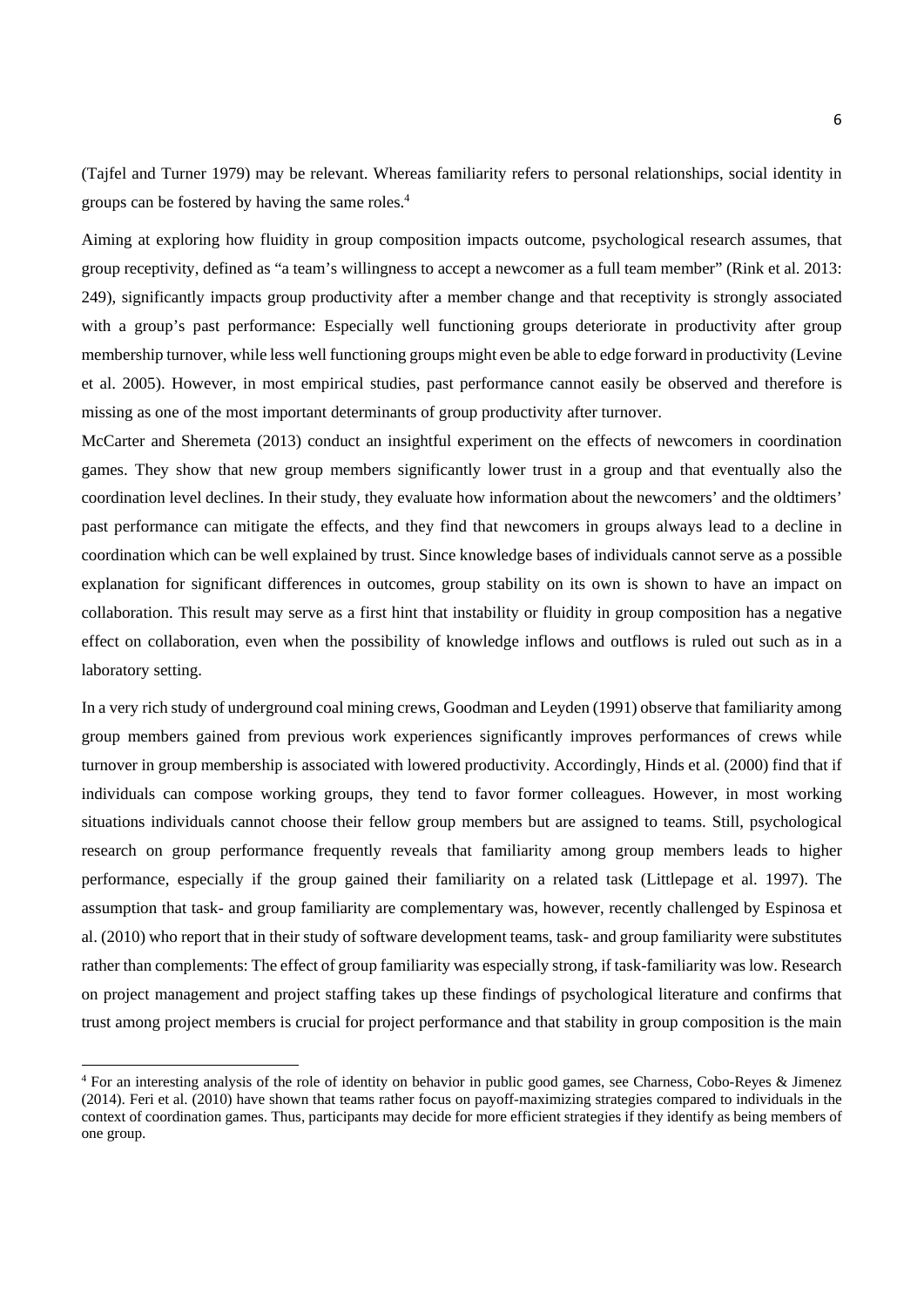(Tajfel and Turner 1979) may be relevant. Whereas familiarity refers to personal relationships, social identity in groups can be fostered by having the same roles.[4]

Aiming at exploring how fluidity in group composition impacts outcome, psychological research assumes, that group receptivity, defined as "a team's willingness to accept a newcomer as a full team member" (Rink et al. 2013: 249), significantly impacts group productivity after a member change and that receptivity is strongly associated with a group's past performance: Especially well functioning groups deteriorate in productivity after group membership turnover, while less well functioning groups might even be able to edge forward in productivity (Levine et al. 2005). However, in most empirical studies, past performance cannot easily be observed and therefore is missing as one of the most important determinants of group productivity after turnover.

McCarter and Sheremeta (2013) conduct an insightful experiment on the effects of newcomers in coordination games. They show that new group members significantly lower trust in a group and that eventually also the coordination level declines. In their study, they evaluate how information about the newcomers' and the oldtimers' past performance can mitigate the effects, and they find that newcomers in groups always lead to a decline in coordination which can be well explained by trust. Since knowledge bases of individuals cannot serve as a possible explanation for significant differences in outcomes, group stability on its own is shown to have an impact on collaboration. This result may serve as a first hint that instability or fluidity in group composition has a negative effect on collaboration, even when the possibility of knowledge inflows and outflows is ruled out such as in a laboratory setting.

In a very rich study of underground coal mining crews, Goodman and Leyden (1991) observe that familiarity among group members gained from previous work experiences significantly improves performances of crews while turnover in group membership is associated with lowered productivity. Accordingly, Hinds et al. (2000) find that if individuals can compose working groups, they tend to favor former colleagues. However, in most working situations individuals cannot choose their fellow group members but are assigned to teams. Still, psychological research on group performance frequently reveals that familiarity among group members leads to higher performance, especially if the group gained their familiarity on a related task (Littlepage et al. 1997). The assumption that task- and group familiarity are complementary was, however, recently challenged by Espinosa et al. (2010) who report that in their study of software development teams, task- and group familiarity were substitutes rather than complements: The effect of group familiarity was especially strong, if task-familiarity was low. Research on project management and project staffing takes up these findings of psychological literature and confirms that trust among project members is crucial for project performance and that stability in group composition is the main

[4] For an interesting analysis of the role of identity on behavior in public good games, see Charness, Cobo-Reyes & Jimenez (2014). Feri et al. (2010) have shown that teams rather focus on payoff-maximizing strategies compared to individuals in the context of coordination games. Thus, participants may decide for more efficient strategies if they identify as being members of one group.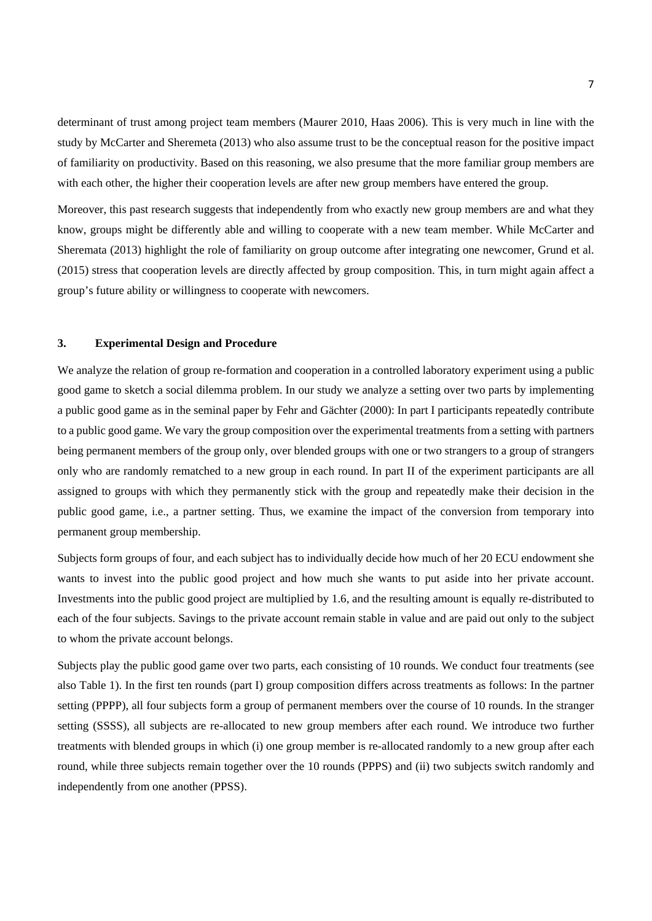determinant of trust among project team members (Maurer 2010, Haas 2006). This is very much in line with the study by McCarter and Sheremeta (2013) who also assume trust to be the conceptual reason for the positive impact of familiarity on productivity. Based on this reasoning, we also presume that the more familiar group members are with each other, the higher their cooperation levels are after new group members have entered the group.

Moreover, this past research suggests that independently from who exactly new group members are and what they know, groups might be differently able and willing to cooperate with a new team member. While McCarter and Sheremata (2013) highlight the role of familiarity on group outcome after integrating one newcomer, Grund et al. (2015) stress that cooperation levels are directly affected by group composition. This, in turn might again affect a group's future ability or willingness to cooperate with newcomers.

## 3. Experimental Design and Procedure

We analyze the relation of group re-formation and cooperation in a controlled laboratory experiment using a public good game to sketch a social dilemma problem. In our study we analyze a setting over two parts by implementing a public good game as in the seminal paper by Fehr and Gächter (2000): In part I participants repeatedly contribute to a public good game. We vary the group composition over the experimental treatments from a setting with partners being permanent members of the group only, over blended groups with one or two strangers to a group of strangers only who are randomly rematched to a new group in each round. In part II of the experiment participants are all assigned to groups with which they permanently stick with the group and repeatedly make their decision in the public good game, i.e., a partner setting. Thus, we examine the impact of the conversion from temporary into permanent group membership.

Subjects form groups of four, and each subject has to individually decide how much of her 20 ECU endowment she wants to invest into the public good project and how much she wants to put aside into her private account. Investments into the public good project are multiplied by 1.6, and the resulting amount is equally re-distributed to each of the four subjects. Savings to the private account remain stable in value and are paid out only to the subject to whom the private account belongs.

Subjects play the public good game over two parts, each consisting of 10 rounds. We conduct four treatments (see also Table 1). In the first ten rounds (part I) group composition differs across treatments as follows: In the partner setting (PPPP), all four subjects form a group of permanent members over the course of 10 rounds. In the stranger setting (SSSS), all subjects are re-allocated to new group members after each round. We introduce two further treatments with blended groups in which (i) one group member is re-allocated randomly to a new group after each round, while three subjects remain together over the 10 rounds (PPPS) and (ii) two subjects switch randomly and independently from one another (PPSS).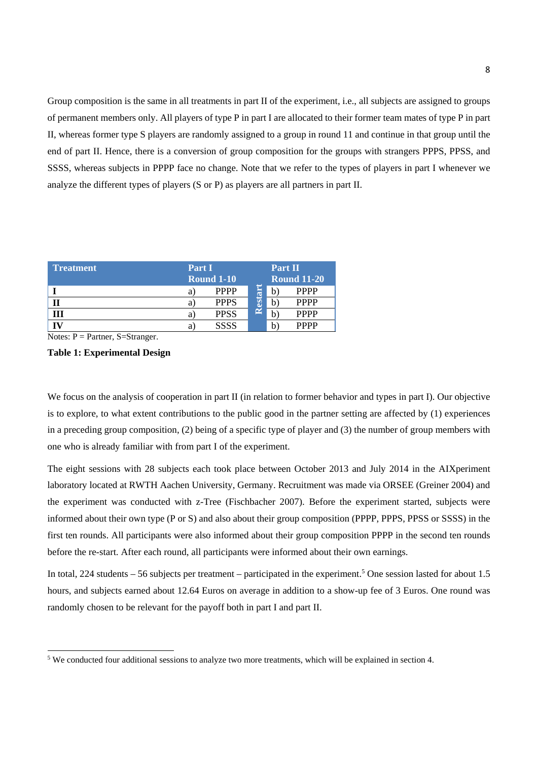Group composition is the same in all treatments in part II of the experiment, i.e., all subjects are assigned to groups of permanent members only. All players of type P in part I are allocated to their former team mates of type P in part II, whereas former type S players are randomly assigned to a group in round 11 and continue in that group until the end of part II. Hence, there is a conversion of group composition for the groups with strangers PPPS, PPSS, and SSSS, whereas subjects in PPPP face no change. Note that we refer to the types of players in part I whenever we analyze the different types of players (S or P) as players are all partners in part II.

| Treatment | Part I Round 1-10 | | | Part II Round 11-20 | |
|---|---|---|---|---|---|
| **I** | a) | PPPP | Restart | b) | PPPP |
| **II** | a) | PPPS | | b) | PPPP |
| **III** | a) | PPSS | | b) | PPPP |
| **IV** | a) | SSSS | | b) | PPPP |

Notes: P = Partner, S=Stranger.

**Table 1: Experimental Design**

We focus on the analysis of cooperation in part II (in relation to former behavior and types in part I). Our objective is to explore, to what extent contributions to the public good in the partner setting are affected by (1) experiences in a preceding group composition, (2) being of a specific type of player and (3) the number of group members with one who is already familiar with from part I of the experiment.

The eight sessions with 28 subjects each took place between October 2013 and July 2014 in the AIXperiment laboratory located at RWTH Aachen University, Germany. Recruitment was made via ORSEE (Greiner 2004) and the experiment was conducted with z-Tree (Fischbacher 2007). Before the experiment started, subjects were informed about their own type (P or S) and also about their group composition (PPPP, PPPS, PPSS or SSSS) in the first ten rounds. All participants were also informed about their group composition PPPP in the second ten rounds before the re-start. After each round, all participants were informed about their own earnings.

In total, 224 students – 56 subjects per treatment – participated in the experiment.[5] One session lasted for about 1.5 hours, and subjects earned about 12.64 Euros on average in addition to a show-up fee of 3 Euros. One round was randomly chosen to be relevant for the payoff both in part I and part II.

[5] We conducted four additional sessions to analyze two more treatments, which will be explained in section 4.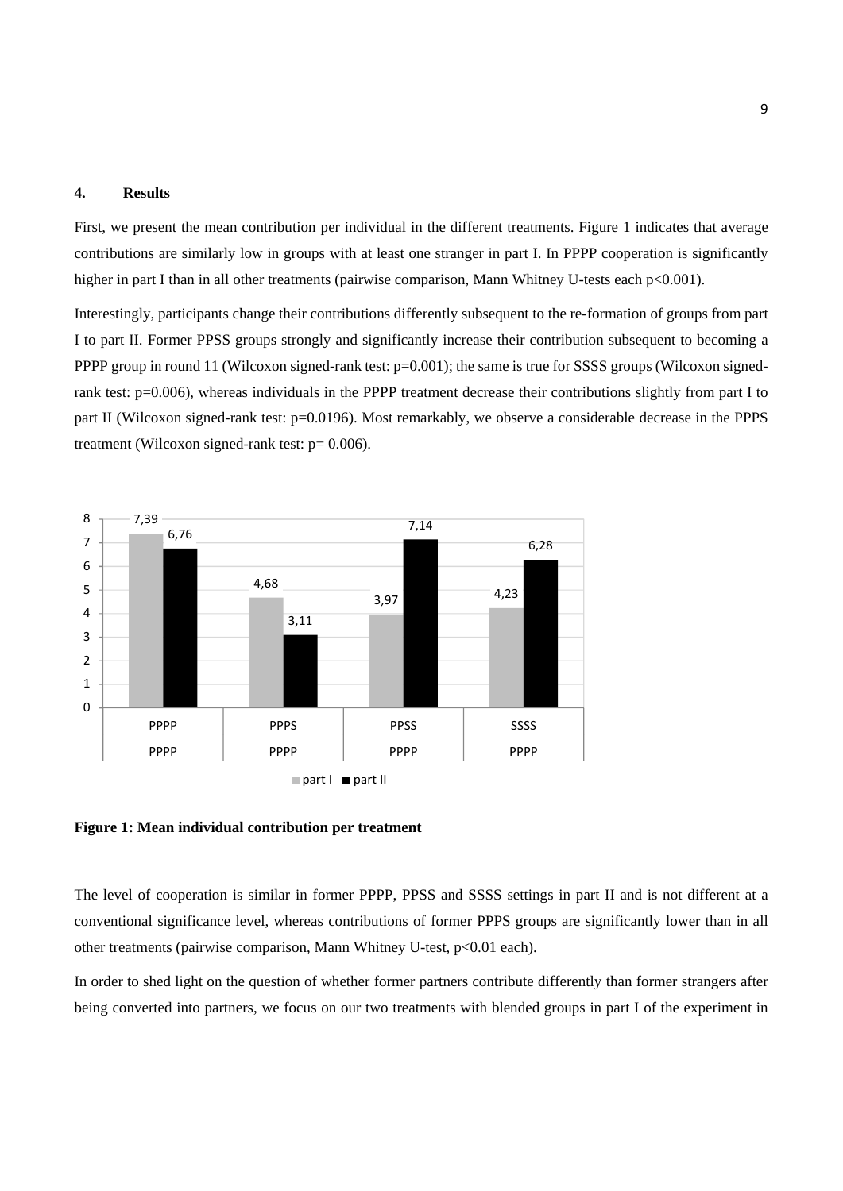## 4. Results

First, we present the mean contribution per individual in the different treatments. Figure 1 indicates that average contributions are similarly low in groups with at least one stranger in part I. In PPPP cooperation is significantly higher in part I than in all other treatments (pairwise comparison, Mann Whitney U-tests each $p<0.001$).

Interestingly, participants change their contributions differently subsequent to the re-formation of groups from part I to part II. Former PPSS groups strongly and significantly increase their contribution subsequent to becoming a PPPP group in round 11 (Wilcoxon signed-rank test: $p=0.001$); the same is true for SSSS groups (Wilcoxon signed-rank test: $p=0.006$), whereas individuals in the PPPP treatment decrease their contributions slightly from part I to part II (Wilcoxon signed-rank test: $p=0.0196$). Most remarkably, we observe a considerable decrease in the PPPS treatment (Wilcoxon signed-rank test: $p= 0.006$).

| Part I group | Part II group | part I | part II |
|---|---|---|---|
| PPPP | PPPP | 7,39 | 6,76 |
| PPPS | PPPP | 4,68 | 3,11 |
| PPSS | PPPP | 3,97 | 7,14 |
| SSSS | PPPP | 4,23 | 6,28 |

**Figure 1: Mean individual contribution per treatment**

The level of cooperation is similar in former PPPP, PPSS and SSSS settings in part II and is not different at a conventional significance level, whereas contributions of former PPPS groups are significantly lower than in all other treatments (pairwise comparison, Mann Whitney U-test, $p<0.01$ each).

In order to shed light on the question of whether former partners contribute differently than former strangers after being converted into partners, we focus on our two treatments with blended groups in part I of the experiment in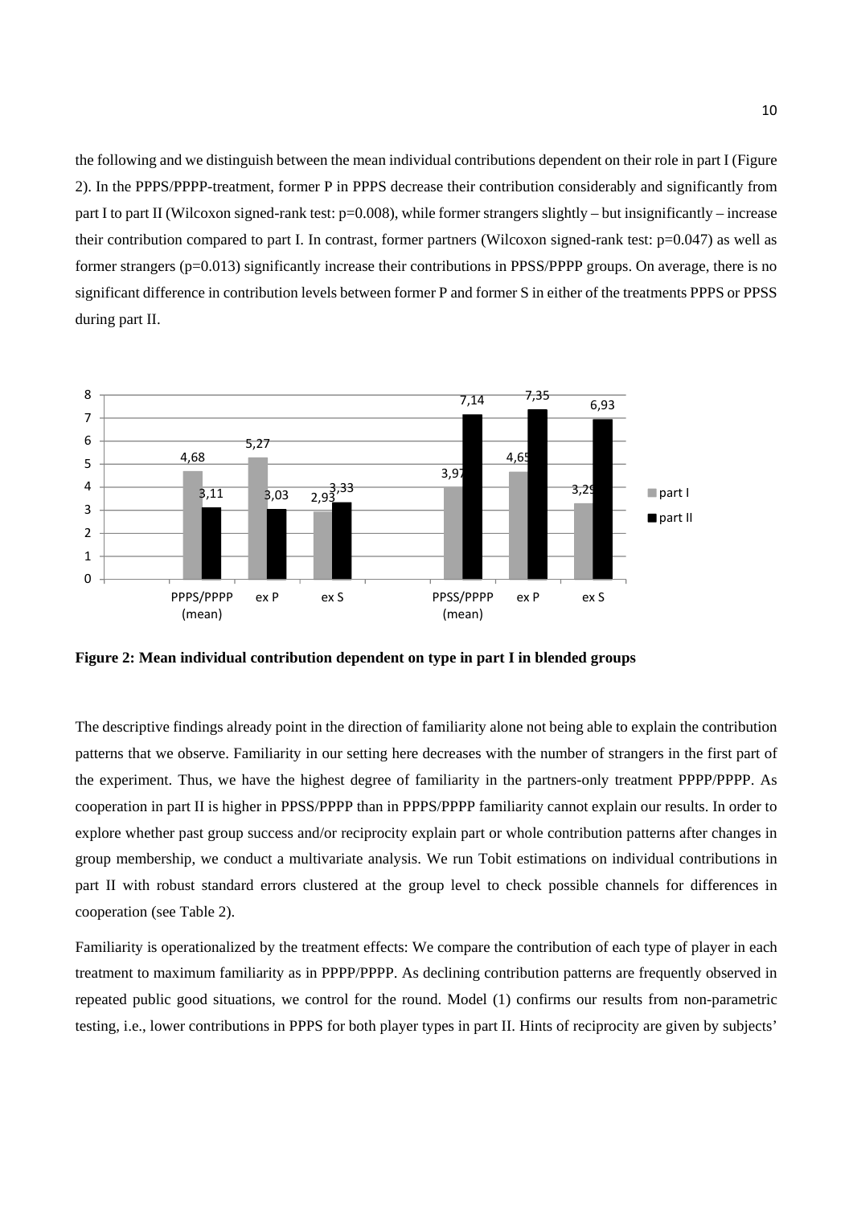the following and we distinguish between the mean individual contributions dependent on their role in part I (Figure 2). In the PPPS/PPPP-treatment, former P in PPPS decrease their contribution considerably and significantly from part I to part II (Wilcoxon signed-rank test: p=0.008), while former strangers slightly – but insignificantly – increase their contribution compared to part I. In contrast, former partners (Wilcoxon signed-rank test: p=0.047) as well as former strangers (p=0.013) significantly increase their contributions in PPSS/PPPP groups. On average, there is no significant difference in contribution levels between former P and former S in either of the treatments PPPS or PPSS during part II.

| | PPPS/PPPP (mean) | ex P | ex S | PPSS/PPPP (mean) | ex P | ex S |
|---|---|---|---|---|---|---|
| part I | 4,68 | 5,27 | 2,93 | 3,97 | 4,65 | 3,29 |
| part II | 3,11 | 3,03 | 3,33 | 7,14 | 7,35 | 6,93 |

**Figure 2: Mean individual contribution dependent on type in part I in blended groups**

The descriptive findings already point in the direction of familiarity alone not being able to explain the contribution patterns that we observe. Familiarity in our setting here decreases with the number of strangers in the first part of the experiment. Thus, we have the highest degree of familiarity in the partners-only treatment PPPP/PPPP. As cooperation in part II is higher in PPSS/PPPP than in PPPS/PPPP familiarity cannot explain our results. In order to explore whether past group success and/or reciprocity explain part or whole contribution patterns after changes in group membership, we conduct a multivariate analysis. We run Tobit estimations on individual contributions in part II with robust standard errors clustered at the group level to check possible channels for differences in cooperation (see Table 2).

Familiarity is operationalized by the treatment effects: We compare the contribution of each type of player in each treatment to maximum familiarity as in PPPP/PPPP. As declining contribution patterns are frequently observed in repeated public good situations, we control for the round. Model (1) confirms our results from non-parametric testing, i.e., lower contributions in PPPS for both player types in part II. Hints of reciprocity are given by subjects'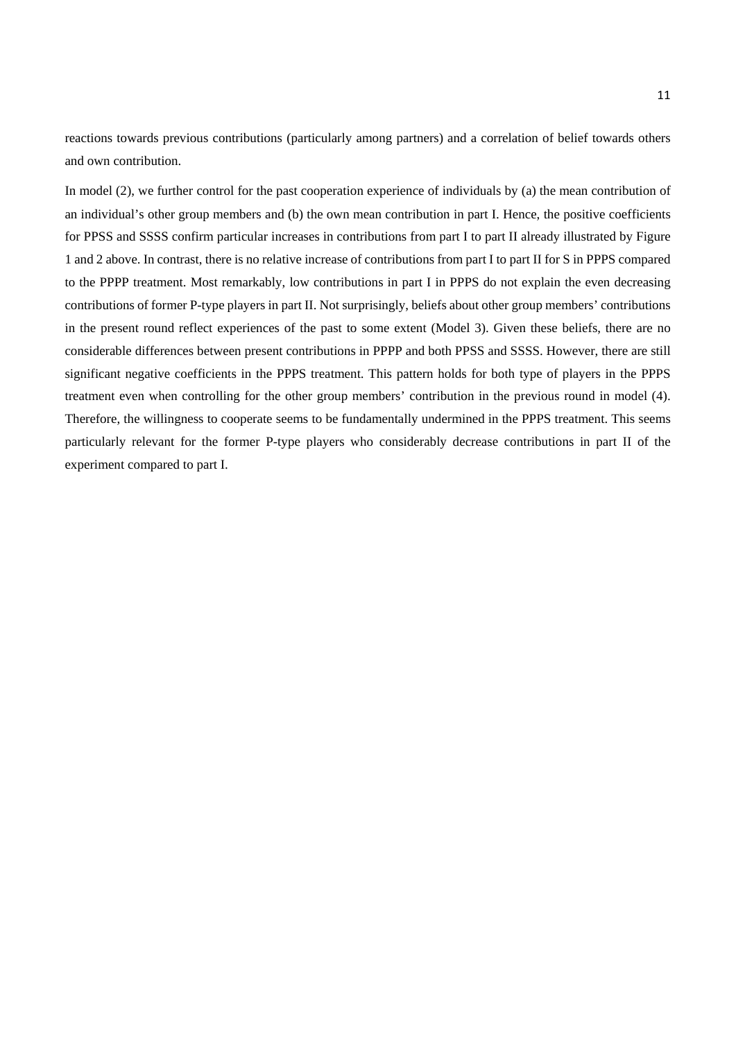reactions towards previous contributions (particularly among partners) and a correlation of belief towards others and own contribution.

In model (2), we further control for the past cooperation experience of individuals by (a) the mean contribution of an individual's other group members and (b) the own mean contribution in part I. Hence, the positive coefficients for PPSS and SSSS confirm particular increases in contributions from part I to part II already illustrated by Figure 1 and 2 above. In contrast, there is no relative increase of contributions from part I to part II for S in PPPS compared to the PPPP treatment. Most remarkably, low contributions in part I in PPPS do not explain the even decreasing contributions of former P-type players in part II. Not surprisingly, beliefs about other group members' contributions in the present round reflect experiences of the past to some extent (Model 3). Given these beliefs, there are no considerable differences between present contributions in PPPP and both PPSS and SSSS. However, there are still significant negative coefficients in the PPPS treatment. This pattern holds for both type of players in the PPPS treatment even when controlling for the other group members' contribution in the previous round in model (4). Therefore, the willingness to cooperate seems to be fundamentally undermined in the PPPS treatment. This seems particularly relevant for the former P-type players who considerably decrease contributions in part II of the experiment compared to part I.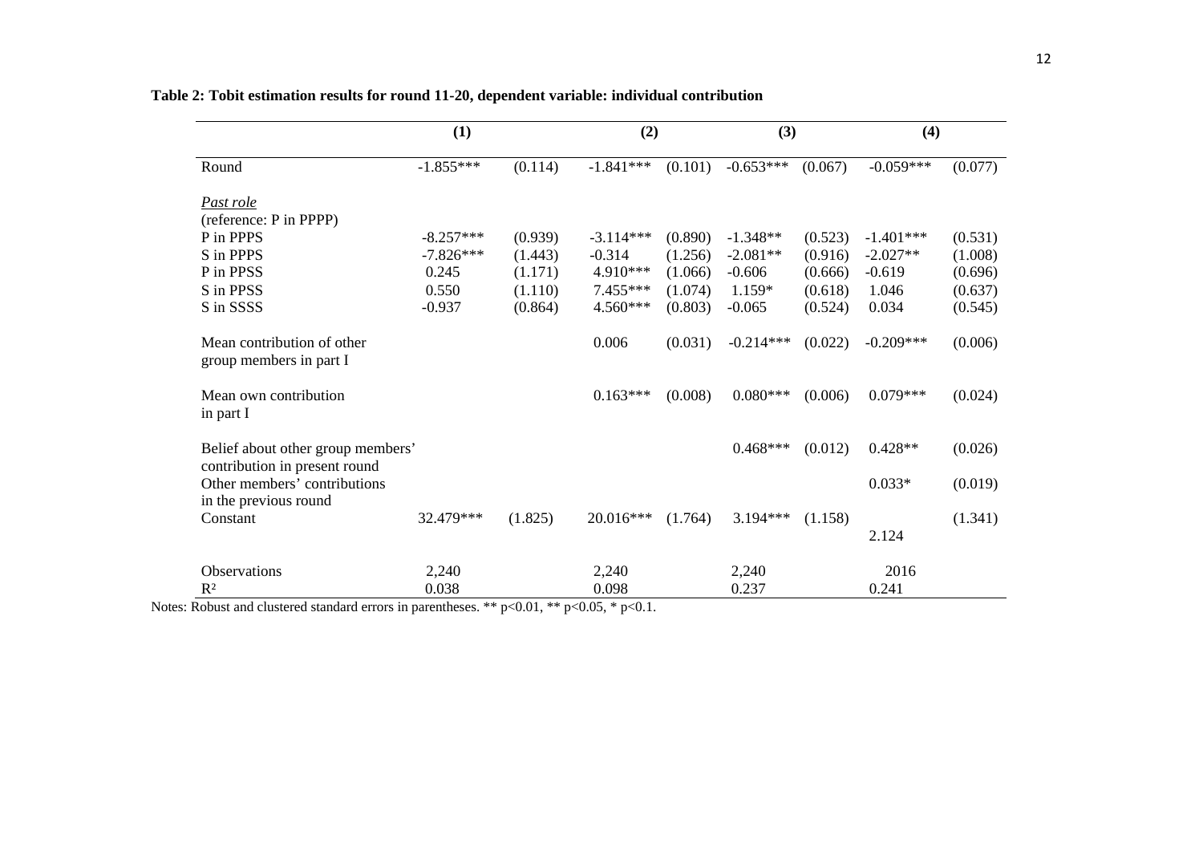**Table 2: Tobit estimation results for round 11-20, dependent variable: individual contribution**

| | (1) | | (2) | | (3) | | (4) | |
|---|---|---|---|---|---|---|---|---|
| Round | -1.855*** | (0.114) | -1.841*** | (0.101) | -0.653*** | (0.067) | -0.059*** | (0.077) |
| *Past role* (reference: P in PPPP) | | | | | | | | |
| P in PPPS | -8.257*** | (0.939) | -3.114*** | (0.890) | -1.348** | (0.523) | -1.401*** | (0.531) |
| S in PPPS | -7.826*** | (1.443) | -0.314 | (1.256) | -2.081** | (0.916) | -2.027** | (1.008) |
| P in PPSS | 0.245 | (1.171) | 4.910*** | (1.066) | -0.606 | (0.666) | -0.619 | (0.696) |
| S in PPSS | 0.550 | (1.110) | 7.455*** | (1.074) | 1.159* | (0.618) | 1.046 | (0.637) |
| S in SSSS | -0.937 | (0.864) | 4.560*** | (0.803) | -0.065 | (0.524) | 0.034 | (0.545) |
| Mean contribution of other group members in part I | | | 0.006 | (0.031) | -0.214*** | (0.022) | -0.209*** | (0.006) |
| Mean own contribution in part I | | | 0.163*** | (0.008) | 0.080*** | (0.006) | 0.079*** | (0.024) |
| Belief about other group members' contribution in present round | | | | | 0.468*** | (0.012) | 0.428** | (0.026) |
| Other members' contributions in the previous round | | | | | | | 0.033* | (0.019) |
| Constant | 32.479*** | (1.825) | 20.016*** | (1.764) | 3.194*** | (1.158) | 2.124 | (1.341) |
| Observations | 2,240 | | 2,240 | | 2,240 | | 2016 | |
| $R^2$ | 0.038 | | 0.098 | | 0.237 | | 0.241 | |

Notes: Robust and clustered standard errors in parentheses. ** p<0.01, ** p<0.05, * p<0.1.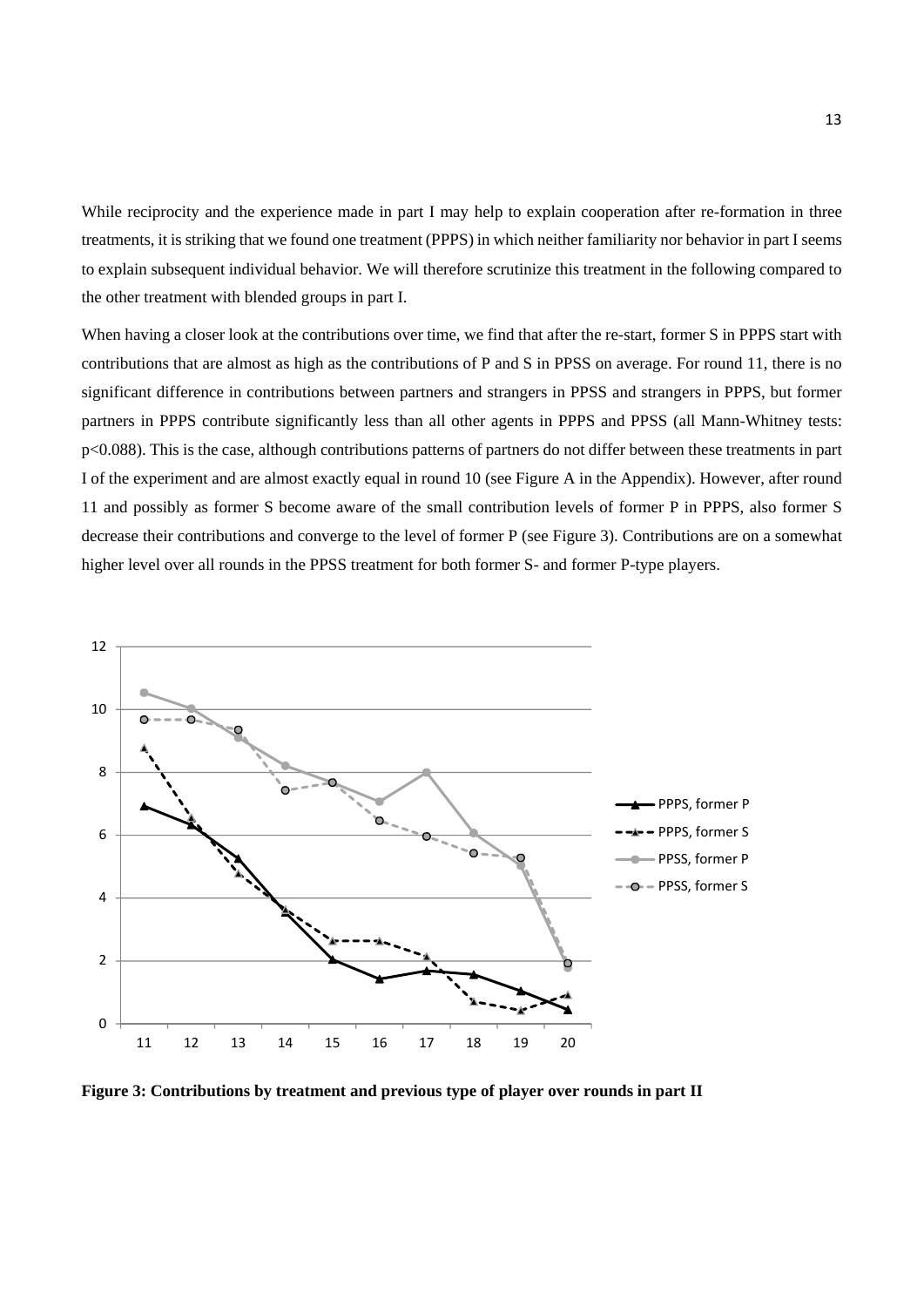While reciprocity and the experience made in part I may help to explain cooperation after re-formation in three treatments, it is striking that we found one treatment (PPPS) in which neither familiarity nor behavior in part I seems to explain subsequent individual behavior. We will therefore scrutinize this treatment in the following compared to the other treatment with blended groups in part I.

When having a closer look at the contributions over time, we find that after the re-start, former S in PPPS start with contributions that are almost as high as the contributions of P and S in PPSS on average. For round 11, there is no significant difference in contributions between partners and strangers in PPSS and strangers in PPPS, but former partners in PPPS contribute significantly less than all other agents in PPPS and PPSS (all Mann-Whitney tests: $p<0.088$). This is the case, although contributions patterns of partners do not differ between these treatments in part I of the experiment and are almost exactly equal in round 10 (see Figure A in the Appendix). However, after round 11 and possibly as former S become aware of the small contribution levels of former P in PPPS, also former S decrease their contributions and converge to the level of former P (see Figure 3). Contributions are on a somewhat higher level over all rounds in the PPSS treatment for both former S- and former P-type players.

**Figure 3: Contributions by treatment and previous type of player over rounds in part II**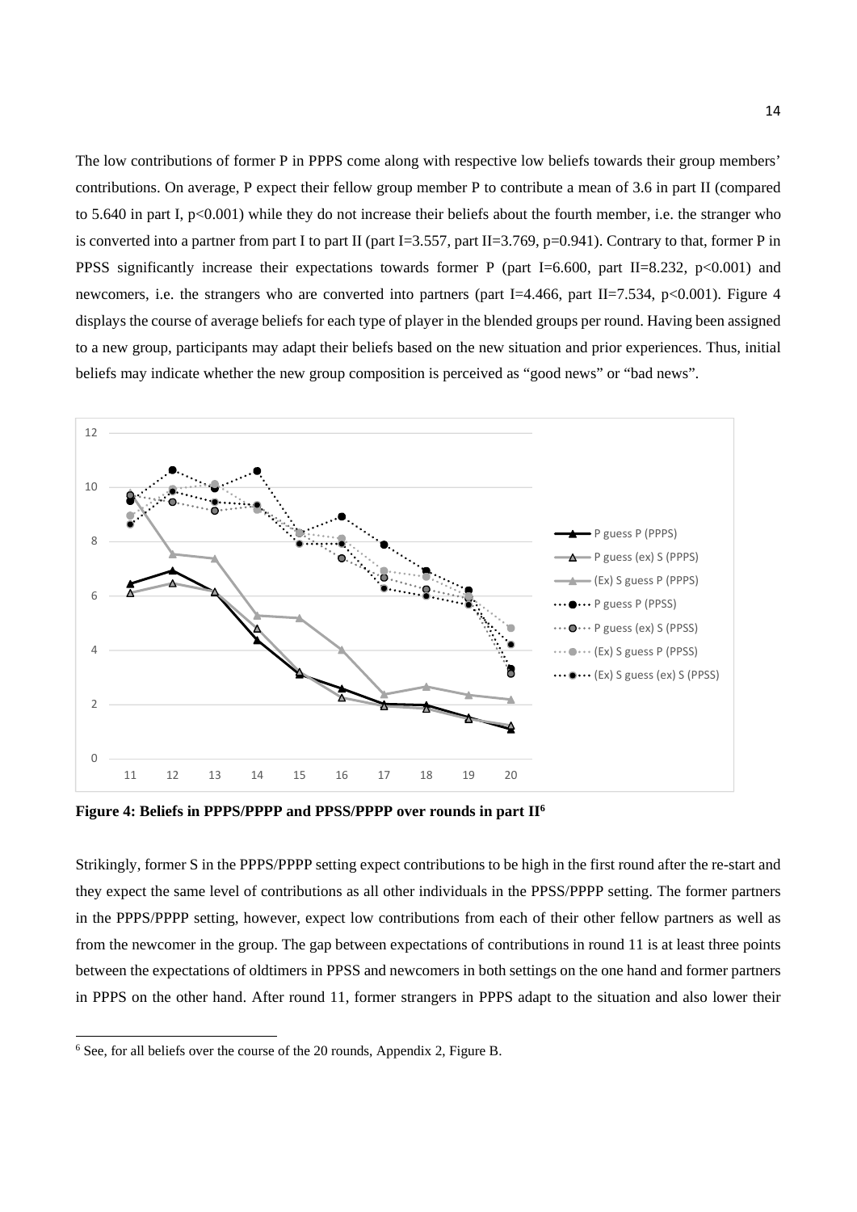The low contributions of former P in PPPS come along with respective low beliefs towards their group members' contributions. On average, P expect their fellow group member P to contribute a mean of 3.6 in part II (compared to 5.640 in part I, $p<0.001$) while they do not increase their beliefs about the fourth member, i.e. the stranger who is converted into a partner from part I to part II (part I=3.557, part II=3.769, $p=0.941$). Contrary to that, former P in PPSS significantly increase their expectations towards former P (part I=6.600, part II=8.232, $p<0.001$) and newcomers, i.e. the strangers who are converted into partners (part I=4.466, part II=7.534, $p<0.001$). Figure 4 displays the course of average beliefs for each type of player in the blended groups per round. Having been assigned to a new group, participants may adapt their beliefs based on the new situation and prior experiences. Thus, initial beliefs may indicate whether the new group composition is perceived as "good news" or "bad news".

**Figure 4: Beliefs in PPPS/PPPP and PPSS/PPPP over rounds in part II**[6]

Strikingly, former S in the PPPS/PPPP setting expect contributions to be high in the first round after the re-start and they expect the same level of contributions as all other individuals in the PPSS/PPPP setting. The former partners in the PPPS/PPPP setting, however, expect low contributions from each of their other fellow partners as well as from the newcomer in the group. The gap between expectations of contributions in round 11 is at least three points between the expectations of oldtimers in PPSS and newcomers in both settings on the one hand and former partners in PPPS on the other hand. After round 11, former strangers in PPPS adapt to the situation and also lower their

[6] See, for all beliefs over the course of the 20 rounds, Appendix 2, Figure B.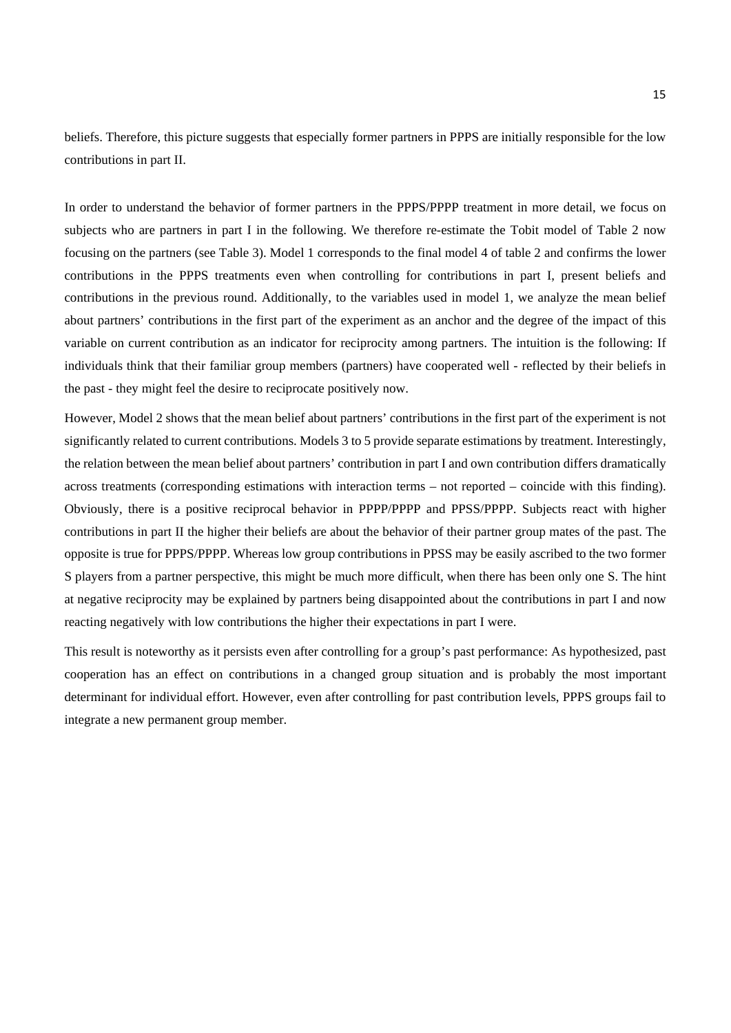beliefs. Therefore, this picture suggests that especially former partners in PPPS are initially responsible for the low contributions in part II.

In order to understand the behavior of former partners in the PPPS/PPPP treatment in more detail, we focus on subjects who are partners in part I in the following. We therefore re-estimate the Tobit model of Table 2 now focusing on the partners (see Table 3). Model 1 corresponds to the final model 4 of table 2 and confirms the lower contributions in the PPPS treatments even when controlling for contributions in part I, present beliefs and contributions in the previous round. Additionally, to the variables used in model 1, we analyze the mean belief about partners' contributions in the first part of the experiment as an anchor and the degree of the impact of this variable on current contribution as an indicator for reciprocity among partners. The intuition is the following: If individuals think that their familiar group members (partners) have cooperated well - reflected by their beliefs in the past - they might feel the desire to reciprocate positively now.

However, Model 2 shows that the mean belief about partners' contributions in the first part of the experiment is not significantly related to current contributions. Models 3 to 5 provide separate estimations by treatment. Interestingly, the relation between the mean belief about partners' contribution in part I and own contribution differs dramatically across treatments (corresponding estimations with interaction terms – not reported – coincide with this finding). Obviously, there is a positive reciprocal behavior in PPPP/PPPP and PPSS/PPPP. Subjects react with higher contributions in part II the higher their beliefs are about the behavior of their partner group mates of the past. The opposite is true for PPPS/PPPP. Whereas low group contributions in PPSS may be easily ascribed to the two former S players from a partner perspective, this might be much more difficult, when there has been only one S. The hint at negative reciprocity may be explained by partners being disappointed about the contributions in part I and now reacting negatively with low contributions the higher their expectations in part I were.

This result is noteworthy as it persists even after controlling for a group's past performance: As hypothesized, past cooperation has an effect on contributions in a changed group situation and is probably the most important determinant for individual effort. However, even after controlling for past contribution levels, PPPS groups fail to integrate a new permanent group member.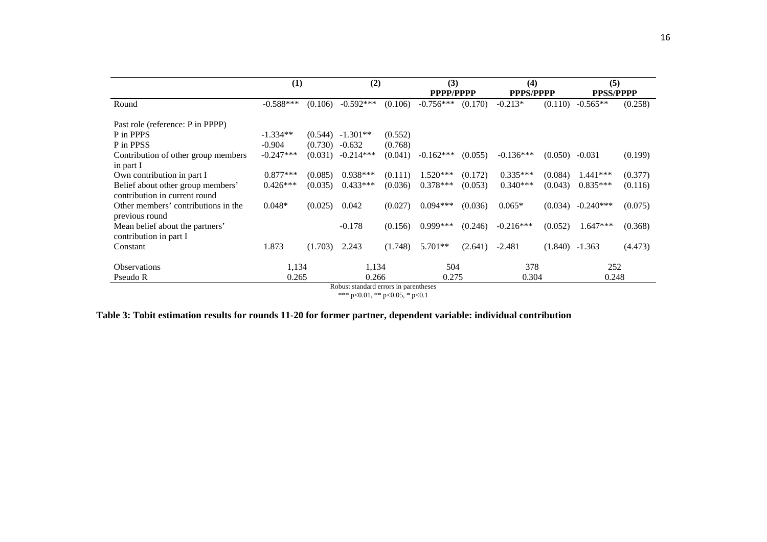| | (1) | | (2) | | (3) PPPP/PPPP | | (4) PPPS/PPPP | | (5) PPSS/PPPP | |
|---|---|---|---|---|---|---|---|---|---|---|
| Round | -0.588*** | (0.106) | -0.592*** | (0.106) | -0.756*** | (0.170) | -0.213* | (0.110) | -0.565** | (0.258) |
| Past role (reference: P in PPPP) | | | | | | | | | | |
| P in PPPS | -1.334** | (0.544) | -1.301** | (0.552) | | | | | | |
| P in PPSS | -0.904 | (0.730) | -0.632 | (0.768) | | | | | | |
| Contribution of other group members in part I | -0.247*** | (0.031) | -0.214*** | (0.041) | -0.162*** | (0.055) | -0.136*** | (0.050) | -0.031 | (0.199) |
| Own contribution in part I | 0.877*** | (0.085) | 0.938*** | (0.111) | 1.520*** | (0.172) | 0.335*** | (0.084) | 1.441*** | (0.377) |
| Belief about other group members' contribution in current round | 0.426*** | (0.035) | 0.433*** | (0.036) | 0.378*** | (0.053) | 0.340*** | (0.043) | 0.835*** | (0.116) |
| Other members' contributions in the previous round | 0.048* | (0.025) | 0.042 | (0.027) | 0.094*** | (0.036) | 0.065* | (0.034) | -0.240*** | (0.075) |
| Mean belief about the partners' contribution in part I | | | -0.178 | (0.156) | 0.999*** | (0.246) | -0.216*** | (0.052) | 1.647*** | (0.368) |
| Constant | 1.873 | (1.703) | 2.243 | (1.748) | 5.701** | (2.641) | -2.481 | (1.840) | -1.363 | (4.473) |
| Observations | 1,134 | | 1,134 | | 504 | | 378 | | 252 | |
| Pseudo R | 0.265 | | 0.266 | | 0.275 | | 0.304 | | 0.248 | |

Robust standard errors in parentheses
*** p<0.01, ** p<0.05, * p<0.1

**Table 3: Tobit estimation results for rounds 11-20 for former partner, dependent variable: individual contribution**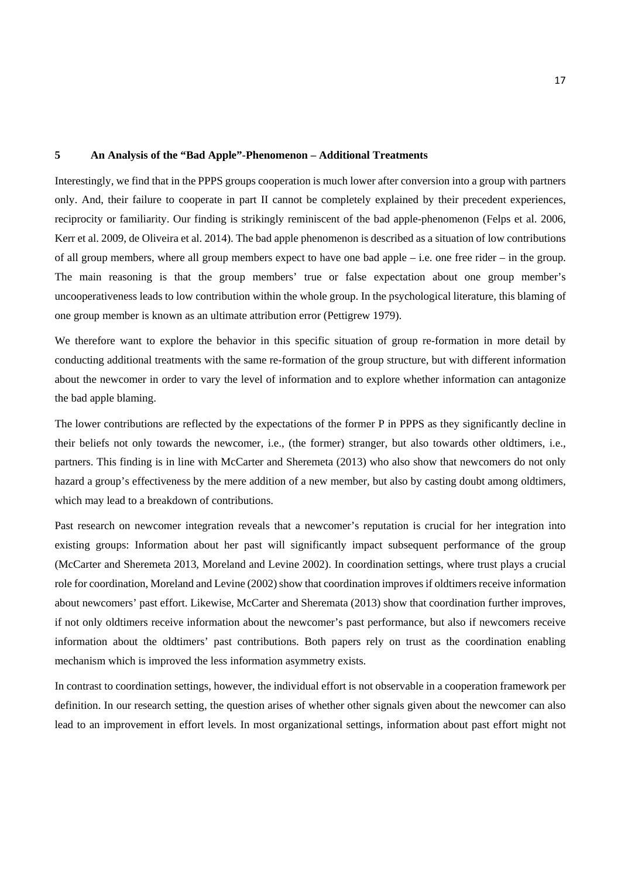## 5 An Analysis of the "Bad Apple"-Phenomenon – Additional Treatments

Interestingly, we find that in the PPPS groups cooperation is much lower after conversion into a group with partners only. And, their failure to cooperate in part II cannot be completely explained by their precedent experiences, reciprocity or familiarity. Our finding is strikingly reminiscent of the bad apple-phenomenon (Felps et al. 2006, Kerr et al. 2009, de Oliveira et al. 2014). The bad apple phenomenon is described as a situation of low contributions of all group members, where all group members expect to have one bad apple – i.e. one free rider – in the group. The main reasoning is that the group members' true or false expectation about one group member's uncooperativeness leads to low contribution within the whole group. In the psychological literature, this blaming of one group member is known as an ultimate attribution error (Pettigrew 1979).

We therefore want to explore the behavior in this specific situation of group re-formation in more detail by conducting additional treatments with the same re-formation of the group structure, but with different information about the newcomer in order to vary the level of information and to explore whether information can antagonize the bad apple blaming.

The lower contributions are reflected by the expectations of the former P in PPPS as they significantly decline in their beliefs not only towards the newcomer, i.e., (the former) stranger, but also towards other oldtimers, i.e., partners. This finding is in line with McCarter and Sheremeta (2013) who also show that newcomers do not only hazard a group's effectiveness by the mere addition of a new member, but also by casting doubt among oldtimers, which may lead to a breakdown of contributions.

Past research on newcomer integration reveals that a newcomer's reputation is crucial for her integration into existing groups: Information about her past will significantly impact subsequent performance of the group (McCarter and Sheremeta 2013, Moreland and Levine 2002). In coordination settings, where trust plays a crucial role for coordination, Moreland and Levine (2002) show that coordination improves if oldtimers receive information about newcomers' past effort. Likewise, McCarter and Sheremata (2013) show that coordination further improves, if not only oldtimers receive information about the newcomer's past performance, but also if newcomers receive information about the oldtimers' past contributions. Both papers rely on trust as the coordination enabling mechanism which is improved the less information asymmetry exists.

In contrast to coordination settings, however, the individual effort is not observable in a cooperation framework per definition. In our research setting, the question arises of whether other signals given about the newcomer can also lead to an improvement in effort levels. In most organizational settings, information about past effort might not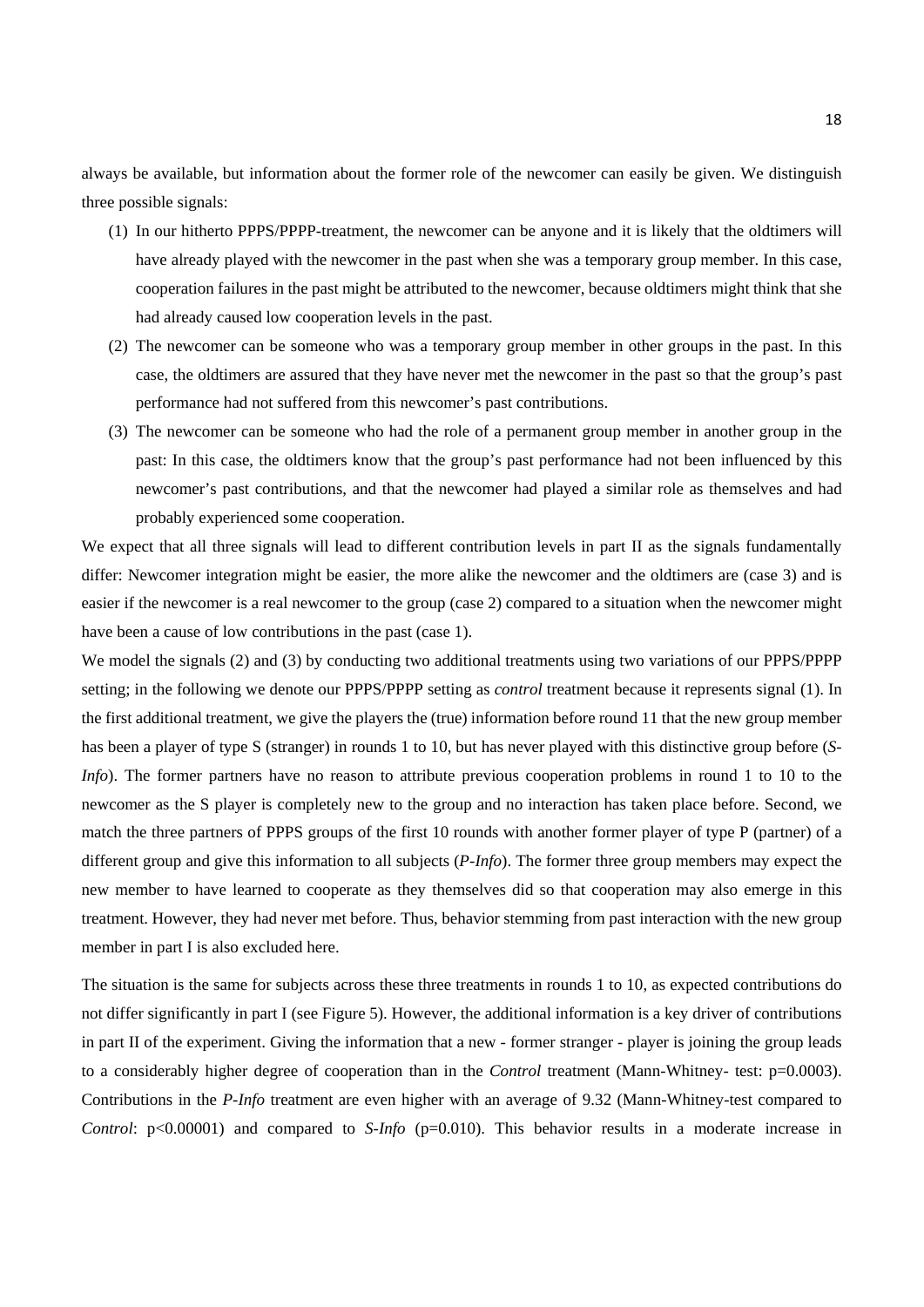always be available, but information about the former role of the newcomer can easily be given. We distinguish three possible signals:

(1) In our hitherto PPPS/PPPP-treatment, the newcomer can be anyone and it is likely that the oldtimers will have already played with the newcomer in the past when she was a temporary group member. In this case, cooperation failures in the past might be attributed to the newcomer, because oldtimers might think that she had already caused low cooperation levels in the past.

(2) The newcomer can be someone who was a temporary group member in other groups in the past. In this case, the oldtimers are assured that they have never met the newcomer in the past so that the group's past performance had not suffered from this newcomer's past contributions.

(3) The newcomer can be someone who had the role of a permanent group member in another group in the past: In this case, the oldtimers know that the group's past performance had not been influenced by this newcomer's past contributions, and that the newcomer had played a similar role as themselves and had probably experienced some cooperation.

We expect that all three signals will lead to different contribution levels in part II as the signals fundamentally differ: Newcomer integration might be easier, the more alike the newcomer and the oldtimers are (case 3) and is easier if the newcomer is a real newcomer to the group (case 2) compared to a situation when the newcomer might have been a cause of low contributions in the past (case 1).

We model the signals (2) and (3) by conducting two additional treatments using two variations of our PPPS/PPPP setting; in the following we denote our PPPS/PPPP setting as *control* treatment because it represents signal (1). In the first additional treatment, we give the players the (true) information before round 11 that the new group member has been a player of type S (stranger) in rounds 1 to 10, but has never played with this distinctive group before (*S-Info*). The former partners have no reason to attribute previous cooperation problems in round 1 to 10 to the newcomer as the S player is completely new to the group and no interaction has taken place before. Second, we match the three partners of PPPS groups of the first 10 rounds with another former player of type P (partner) of a different group and give this information to all subjects (*P-Info*). The former three group members may expect the new member to have learned to cooperate as they themselves did so that cooperation may also emerge in this treatment. However, they had never met before. Thus, behavior stemming from past interaction with the new group member in part I is also excluded here.

The situation is the same for subjects across these three treatments in rounds 1 to 10, as expected contributions do not differ significantly in part I (see Figure 5). However, the additional information is a key driver of contributions in part II of the experiment. Giving the information that a new - former stranger - player is joining the group leads to a considerably higher degree of cooperation than in the *Control* treatment (Mann-Whitney- test: $p=0.0003$). Contributions in the *P-Info* treatment are even higher with an average of 9.32 (Mann-Whitney-test compared to *Control*: $p<0.00001$) and compared to *S-Info* ($p=0.010$). This behavior results in a moderate increase in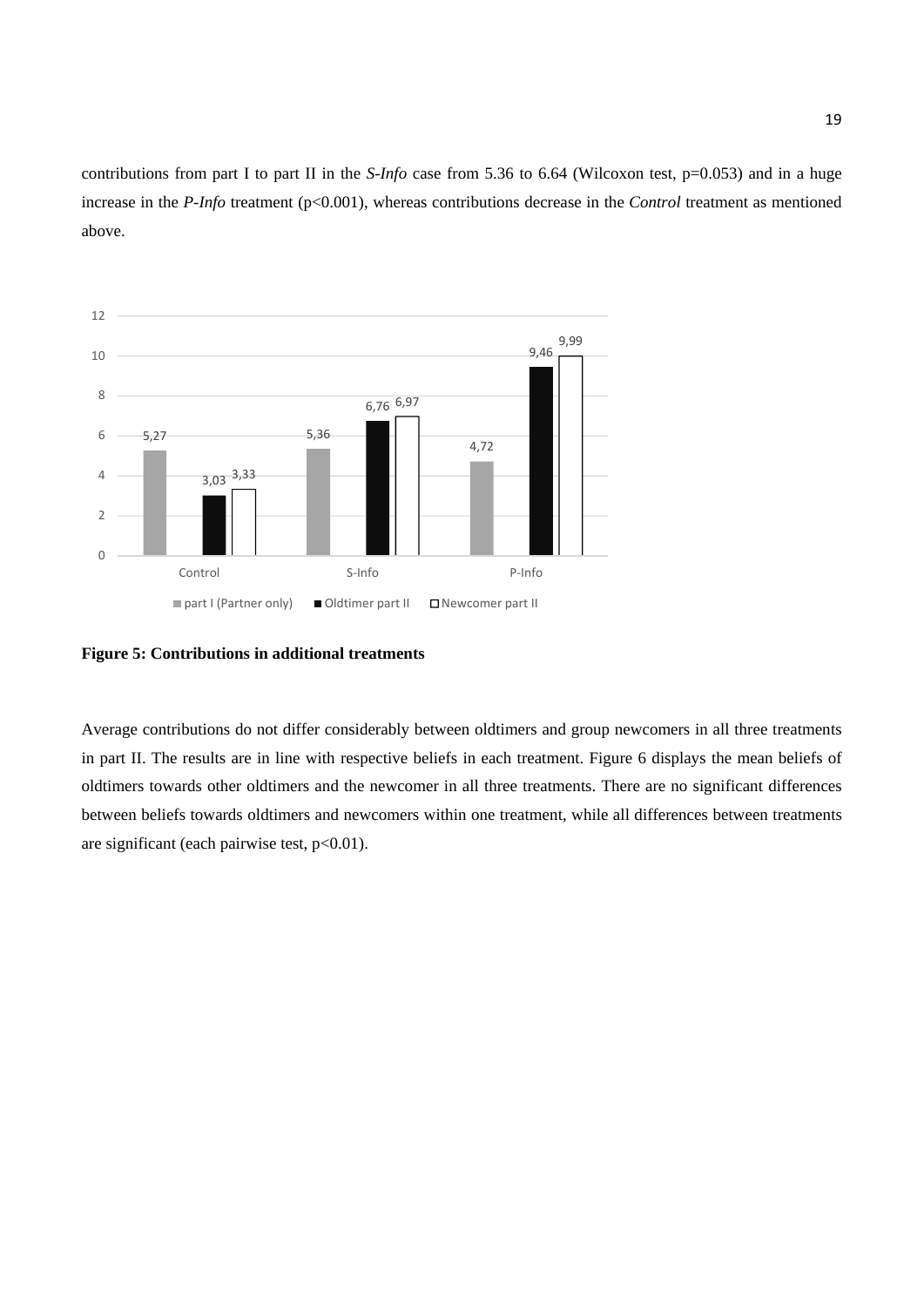contributions from part I to part II in the *S-Info* case from 5.36 to 6.64 (Wilcoxon test, p=0.053) and in a huge increase in the *P-Info* treatment (p<0.001), whereas contributions decrease in the *Control* treatment as mentioned above.

**Figure 5: Contributions in additional treatments**

Average contributions do not differ considerably between oldtimers and group newcomers in all three treatments in part II. The results are in line with respective beliefs in each treatment. Figure 6 displays the mean beliefs of oldtimers towards other oldtimers and the newcomer in all three treatments. There are no significant differences between beliefs towards oldtimers and newcomers within one treatment, while all differences between treatments are significant (each pairwise test, p<0.01).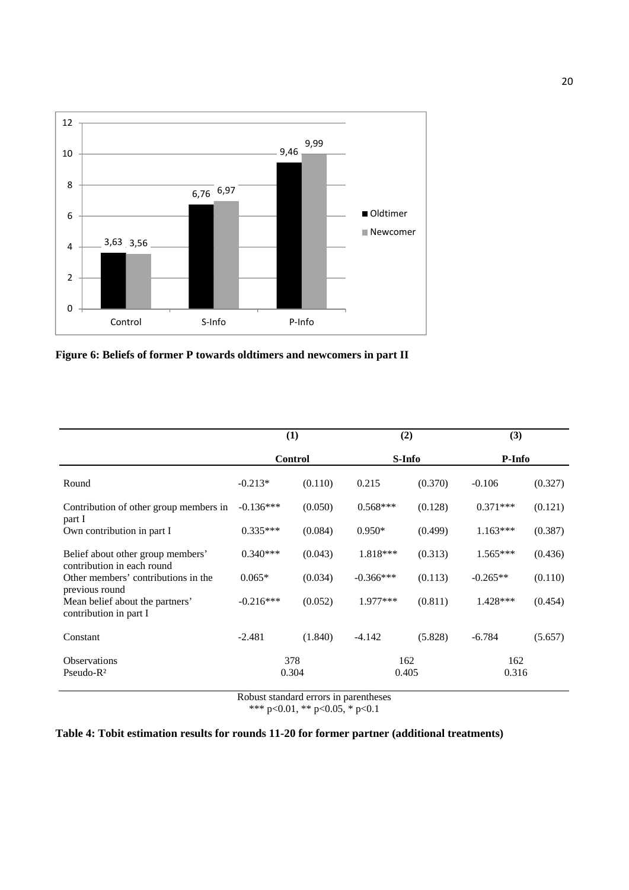**Figure 6: Beliefs of former P towards oldtimers and newcomers in part II**

| | (1) | | (2) | | (3) | |
|---|---|---|---|---|---|---|
| | Control | | S-Info | | P-Info | |
| Round | -0.213* | (0.110) | 0.215 | (0.370) | -0.106 | (0.327) |
| Contribution of other group members in part I | -0.136*** | (0.050) | 0.568*** | (0.128) | 0.371*** | (0.121) |
| Own contribution in part I | 0.335*** | (0.084) | 0.950* | (0.499) | 1.163*** | (0.387) |
| Belief about other group members' contribution in each round | 0.340*** | (0.043) | 1.818*** | (0.313) | 1.565*** | (0.436) |
| Other members' contributions in the previous round | 0.065* | (0.034) | -0.366*** | (0.113) | -0.265** | (0.110) |
| Mean belief about the partners' contribution in part I | -0.216*** | (0.052) | 1.977*** | (0.811) | 1.428*** | (0.454) |
| Constant | -2.481 | (1.840) | -4.142 | (5.828) | -6.784 | (5.657) |
| Observations | 378 | | 162 | | 162 | |
| Pseudo-$R^2$ | 0.304 | | 0.405 | | 0.316 | |

Robust standard errors in parentheses
*** $p<0.01$, ** $p<0.05$, * $p<0.1$

**Table 4: Tobit estimation results for rounds 11-20 for former partner (additional treatments)**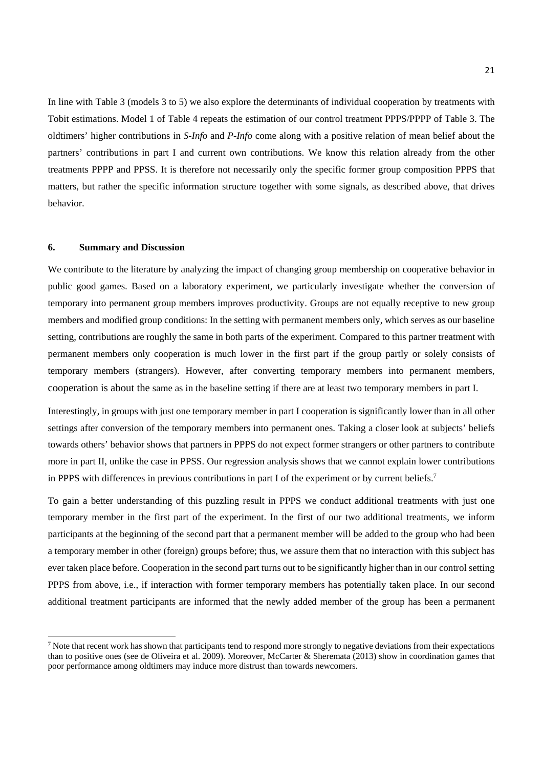In line with Table 3 (models 3 to 5) we also explore the determinants of individual cooperation by treatments with Tobit estimations. Model 1 of Table 4 repeats the estimation of our control treatment PPPS/PPPP of Table 3. The oldtimers' higher contributions in *S-Info* and *P-Info* come along with a positive relation of mean belief about the partners' contributions in part I and current own contributions. We know this relation already from the other treatments PPPP and PPSS. It is therefore not necessarily only the specific former group composition PPPS that matters, but rather the specific information structure together with some signals, as described above, that drives behavior.

## 6. Summary and Discussion

We contribute to the literature by analyzing the impact of changing group membership on cooperative behavior in public good games. Based on a laboratory experiment, we particularly investigate whether the conversion of temporary into permanent group members improves productivity. Groups are not equally receptive to new group members and modified group conditions: In the setting with permanent members only, which serves as our baseline setting, contributions are roughly the same in both parts of the experiment. Compared to this partner treatment with permanent members only cooperation is much lower in the first part if the group partly or solely consists of temporary members (strangers). However, after converting temporary members into permanent members, cooperation is about the same as in the baseline setting if there are at least two temporary members in part I.

Interestingly, in groups with just one temporary member in part I cooperation is significantly lower than in all other settings after conversion of the temporary members into permanent ones. Taking a closer look at subjects' beliefs towards others' behavior shows that partners in PPPS do not expect former strangers or other partners to contribute more in part II, unlike the case in PPSS. Our regression analysis shows that we cannot explain lower contributions in PPPS with differences in previous contributions in part I of the experiment or by current beliefs.[7]

To gain a better understanding of this puzzling result in PPPS we conduct additional treatments with just one temporary member in the first part of the experiment. In the first of our two additional treatments, we inform participants at the beginning of the second part that a permanent member will be added to the group who had been a temporary member in other (foreign) groups before; thus, we assure them that no interaction with this subject has ever taken place before. Cooperation in the second part turns out to be significantly higher than in our control setting PPPS from above, i.e., if interaction with former temporary members has potentially taken place. In our second additional treatment participants are informed that the newly added member of the group has been a permanent

[7] Note that recent work has shown that participants tend to respond more strongly to negative deviations from their expectations than to positive ones (see de Oliveira et al. 2009). Moreover, McCarter & Sheremata (2013) show in coordination games that poor performance among oldtimers may induce more distrust than towards newcomers.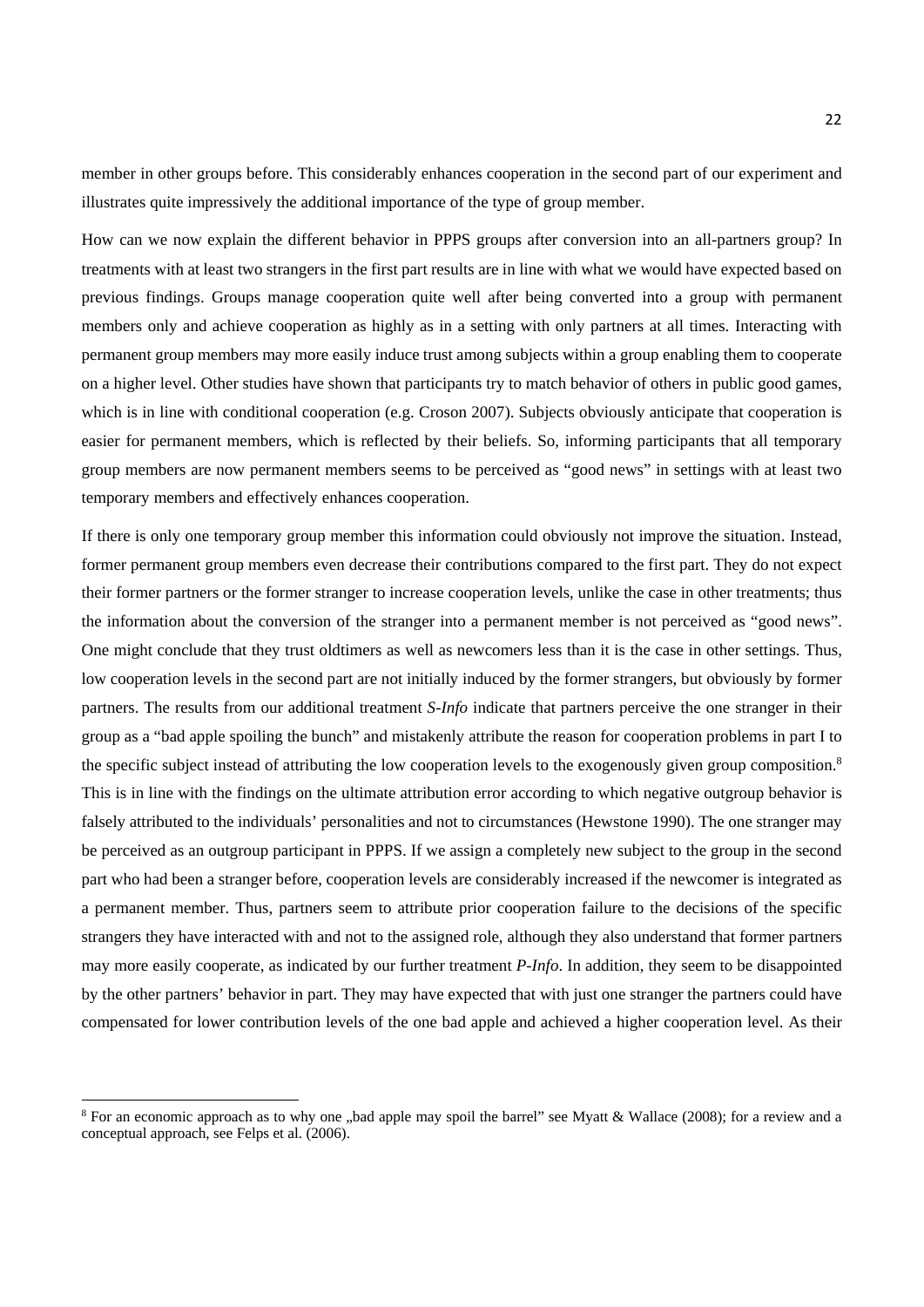member in other groups before. This considerably enhances cooperation in the second part of our experiment and illustrates quite impressively the additional importance of the type of group member.

How can we now explain the different behavior in PPPS groups after conversion into an all-partners group? In treatments with at least two strangers in the first part results are in line with what we would have expected based on previous findings. Groups manage cooperation quite well after being converted into a group with permanent members only and achieve cooperation as highly as in a setting with only partners at all times. Interacting with permanent group members may more easily induce trust among subjects within a group enabling them to cooperate on a higher level. Other studies have shown that participants try to match behavior of others in public good games, which is in line with conditional cooperation (e.g. Croson 2007). Subjects obviously anticipate that cooperation is easier for permanent members, which is reflected by their beliefs. So, informing participants that all temporary group members are now permanent members seems to be perceived as "good news" in settings with at least two temporary members and effectively enhances cooperation.

If there is only one temporary group member this information could obviously not improve the situation. Instead, former permanent group members even decrease their contributions compared to the first part. They do not expect their former partners or the former stranger to increase cooperation levels, unlike the case in other treatments; thus the information about the conversion of the stranger into a permanent member is not perceived as "good news". One might conclude that they trust oldtimers as well as newcomers less than it is the case in other settings. Thus, low cooperation levels in the second part are not initially induced by the former strangers, but obviously by former partners. The results from our additional treatment *S-Info* indicate that partners perceive the one stranger in their group as a "bad apple spoiling the bunch" and mistakenly attribute the reason for cooperation problems in part I to the specific subject instead of attributing the low cooperation levels to the exogenously given group composition.[8] This is in line with the findings on the ultimate attribution error according to which negative outgroup behavior is falsely attributed to the individuals' personalities and not to circumstances (Hewstone 1990). The one stranger may be perceived as an outgroup participant in PPPS. If we assign a completely new subject to the group in the second part who had been a stranger before, cooperation levels are considerably increased if the newcomer is integrated as a permanent member. Thus, partners seem to attribute prior cooperation failure to the decisions of the specific strangers they have interacted with and not to the assigned role, although they also understand that former partners may more easily cooperate, as indicated by our further treatment *P-Info*. In addition, they seem to be disappointed by the other partners' behavior in part. They may have expected that with just one stranger the partners could have compensated for lower contribution levels of the one bad apple and achieved a higher cooperation level. As their

[8] For an economic approach as to why one „bad apple may spoil the barrel" see Myatt & Wallace (2008); for a review and a conceptual approach, see Felps et al. (2006).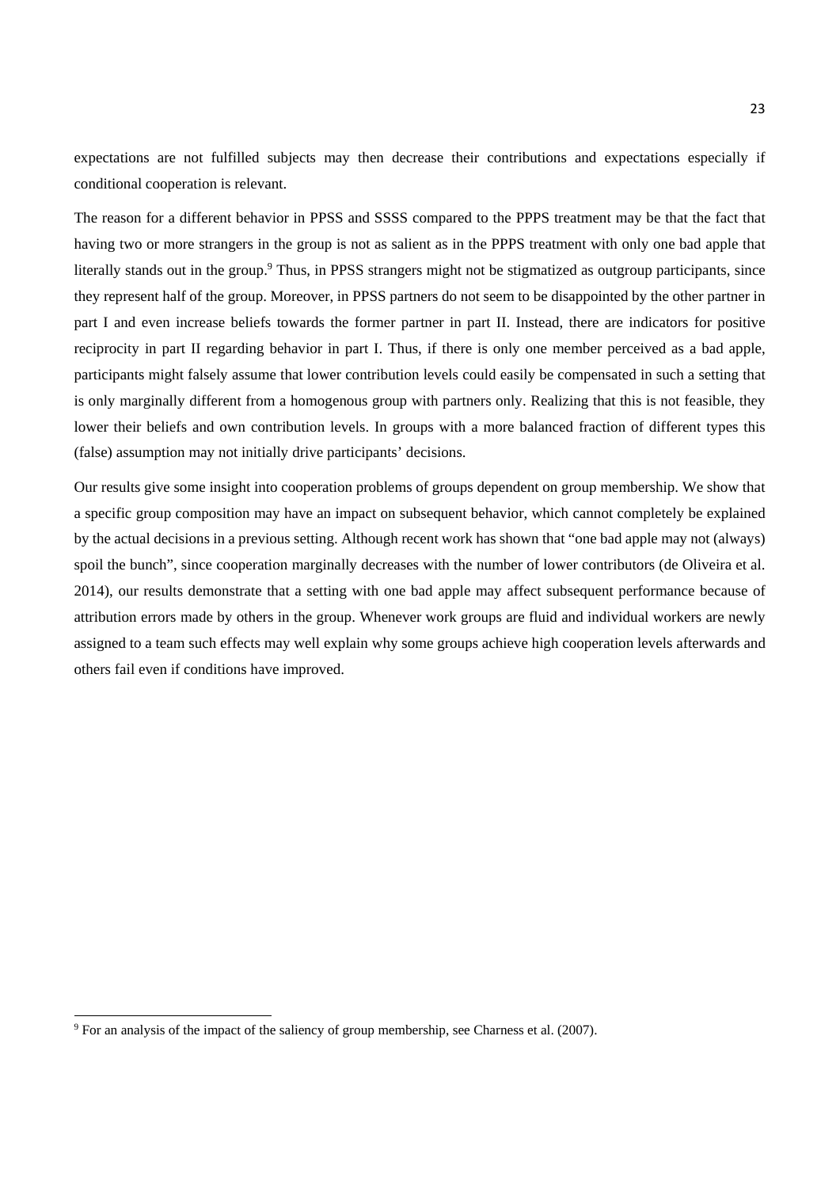expectations are not fulfilled subjects may then decrease their contributions and expectations especially if conditional cooperation is relevant.

The reason for a different behavior in PPSS and SSSS compared to the PPPS treatment may be that the fact that having two or more strangers in the group is not as salient as in the PPPS treatment with only one bad apple that literally stands out in the group.[9] Thus, in PPSS strangers might not be stigmatized as outgroup participants, since they represent half of the group. Moreover, in PPSS partners do not seem to be disappointed by the other partner in part I and even increase beliefs towards the former partner in part II. Instead, there are indicators for positive reciprocity in part II regarding behavior in part I. Thus, if there is only one member perceived as a bad apple, participants might falsely assume that lower contribution levels could easily be compensated in such a setting that is only marginally different from a homogenous group with partners only. Realizing that this is not feasible, they lower their beliefs and own contribution levels. In groups with a more balanced fraction of different types this (false) assumption may not initially drive participants' decisions.

Our results give some insight into cooperation problems of groups dependent on group membership. We show that a specific group composition may have an impact on subsequent behavior, which cannot completely be explained by the actual decisions in a previous setting. Although recent work has shown that "one bad apple may not (always) spoil the bunch", since cooperation marginally decreases with the number of lower contributors (de Oliveira et al. 2014), our results demonstrate that a setting with one bad apple may affect subsequent performance because of attribution errors made by others in the group. Whenever work groups are fluid and individual workers are newly assigned to a team such effects may well explain why some groups achieve high cooperation levels afterwards and others fail even if conditions have improved.

[9] For an analysis of the impact of the saliency of group membership, see Charness et al. (2007).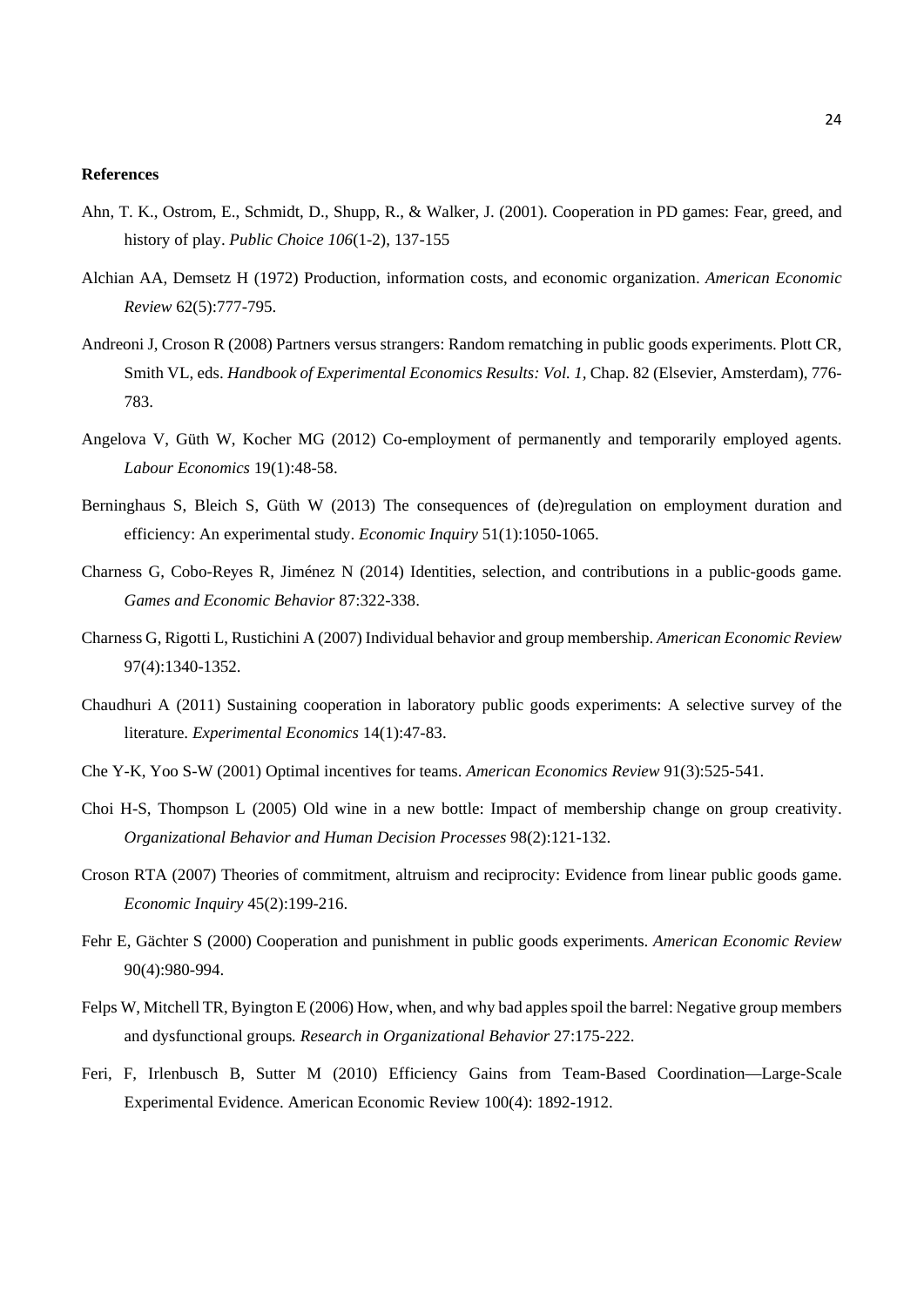**References**

Ahn, T. K., Ostrom, E., Schmidt, D., Shupp, R., & Walker, J. (2001). Cooperation in PD games: Fear, greed, and history of play. *Public Choice 106*(1-2), 137-155

Alchian AA, Demsetz H (1972) Production, information costs, and economic organization. *American Economic Review* 62(5):777-795.

Andreoni J, Croson R (2008) Partners versus strangers: Random rematching in public goods experiments. Plott CR, Smith VL, eds. *Handbook of Experimental Economics Results: Vol. 1*, Chap. 82 (Elsevier, Amsterdam), 776-783.

Angelova V, Güth W, Kocher MG (2012) Co-employment of permanently and temporarily employed agents. *Labour Economics* 19(1):48-58.

Berninghaus S, Bleich S, Güth W (2013) The consequences of (de)regulation on employment duration and efficiency: An experimental study. *Economic Inquiry* 51(1):1050-1065.

Charness G, Cobo-Reyes R, Jiménez N (2014) Identities, selection, and contributions in a public-goods game. *Games and Economic Behavior* 87:322-338.

Charness G, Rigotti L, Rustichini A (2007) Individual behavior and group membership. *American Economic Review* 97(4):1340-1352.

Chaudhuri A (2011) Sustaining cooperation in laboratory public goods experiments: A selective survey of the literature. *Experimental Economics* 14(1):47-83.

Che Y-K, Yoo S-W (2001) Optimal incentives for teams. *American Economics Review* 91(3):525-541.

Choi H-S, Thompson L (2005) Old wine in a new bottle: Impact of membership change on group creativity. *Organizational Behavior and Human Decision Processes* 98(2):121-132.

Croson RTA (2007) Theories of commitment, altruism and reciprocity: Evidence from linear public goods game. *Economic Inquiry* 45(2):199-216.

Fehr E, Gächter S (2000) Cooperation and punishment in public goods experiments. *American Economic Review* 90(4):980-994.

Felps W, Mitchell TR, Byington E (2006) How, when, and why bad apples spoil the barrel: Negative group members and dysfunctional groups. *Research in Organizational Behavior* 27:175-222.

Feri, F, Irlenbusch B, Sutter M (2010) Efficiency Gains from Team-Based Coordination—Large-Scale Experimental Evidence. American Economic Review 100(4): 1892-1912.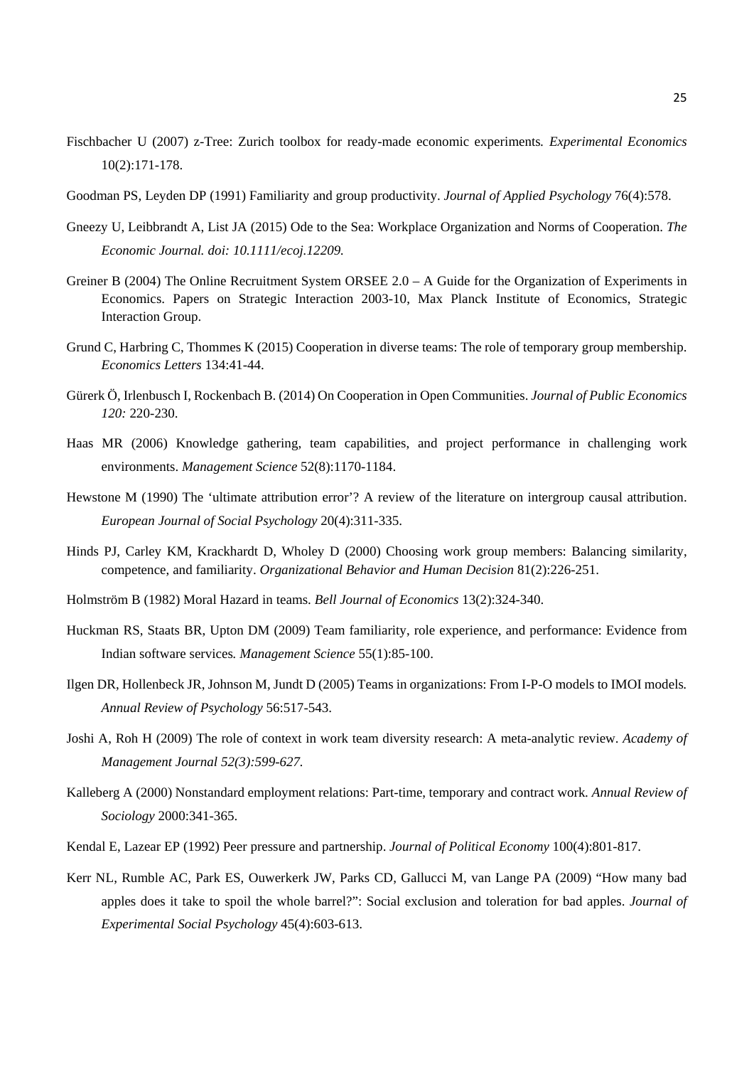Fischbacher U (2007) z-Tree: Zurich toolbox for ready-made economic experiments*.* *Experimental Economics* 10(2):171-178.

Goodman PS, Leyden DP (1991) Familiarity and group productivity. *Journal of Applied Psychology* 76(4):578.

Gneezy U, Leibbrandt A, List JA (2015) Ode to the Sea: Workplace Organization and Norms of Cooperation. *The Economic Journal. doi: 10.1111/ecoj.12209.*

Greiner B (2004) The Online Recruitment System ORSEE 2.0 – A Guide for the Organization of Experiments in Economics. Papers on Strategic Interaction 2003-10, Max Planck Institute of Economics, Strategic Interaction Group.

Grund C, Harbring C, Thommes K (2015) Cooperation in diverse teams: The role of temporary group membership. *Economics Letters* 134:41-44.

Gürerk Ö, Irlenbusch I, Rockenbach B. (2014) On Cooperation in Open Communities. *Journal of Public Economics 120:* 220-230.

Haas MR (2006) Knowledge gathering, team capabilities, and project performance in challenging work environments. *Management Science* 52(8):1170-1184.

Hewstone M (1990) The 'ultimate attribution error'? A review of the literature on intergroup causal attribution. *European Journal of Social Psychology* 20(4):311-335.

Hinds PJ, Carley KM, Krackhardt D, Wholey D (2000) Choosing work group members: Balancing similarity, competence, and familiarity. *Organizational Behavior and Human Decision* 81(2):226-251.

Holmström B (1982) Moral Hazard in teams*. Bell Journal of Economics* 13(2):324-340.

Huckman RS, Staats BR, Upton DM (2009) Team familiarity, role experience, and performance: Evidence from Indian software services*. Management Science* 55(1):85-100.

Ilgen DR, Hollenbeck JR, Johnson M, Jundt D (2005) Teams in organizations: From I-P-O models to IMOI models*. Annual Review of Psychology* 56:517-543.

Joshi A, Roh H (2009) The role of context in work team diversity research: A meta-analytic review. *Academy of Management Journal 52(3):599-627.*

Kalleberg A (2000) Nonstandard employment relations: Part-time, temporary and contract work*. Annual Review of Sociology* 2000:341-365.

Kendal E, Lazear EP (1992) Peer pressure and partnership. *Journal of Political Economy* 100(4):801-817.

Kerr NL, Rumble AC, Park ES, Ouwerkerk JW, Parks CD, Gallucci M, van Lange PA (2009) "How many bad apples does it take to spoil the whole barrel?": Social exclusion and toleration for bad apples. *Journal of Experimental Social Psychology* 45(4):603-613.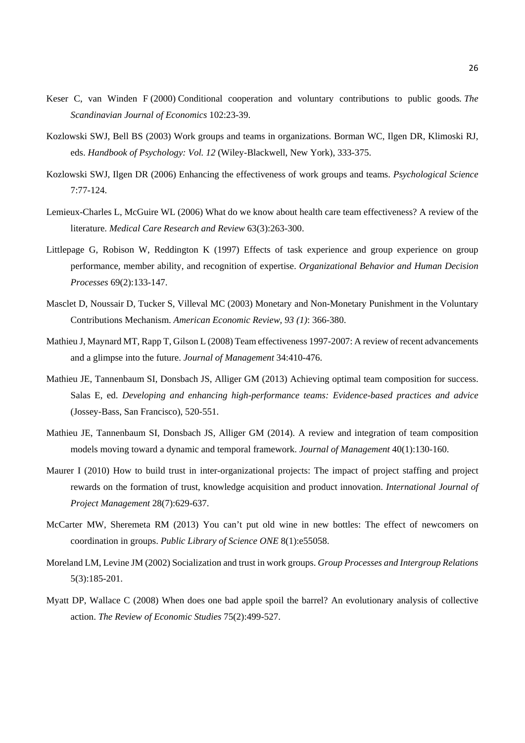Keser C, van Winden F (2000) Conditional cooperation and voluntary contributions to public goods. *The Scandinavian Journal of Economics* 102:23-39.

Kozlowski SWJ, Bell BS (2003) Work groups and teams in organizations. Borman WC, Ilgen DR, Klimoski RJ, eds. *Handbook of Psychology: Vol. 12* (Wiley-Blackwell, New York), 333-375.

Kozlowski SWJ, Ilgen DR (2006) Enhancing the effectiveness of work groups and teams. *Psychological Science* 7:77-124.

Lemieux-Charles L, McGuire WL (2006) What do we know about health care team effectiveness? A review of the literature. *Medical Care Research and Review* 63(3):263-300.

Littlepage G, Robison W, Reddington K (1997) Effects of task experience and group experience on group performance, member ability, and recognition of expertise. *Organizational Behavior and Human Decision Processes* 69(2):133-147.

Masclet D, Noussair D, Tucker S, Villeval MC (2003) Monetary and Non-Monetary Punishment in the Voluntary Contributions Mechanism. *American Economic Review, 93 (1)*: 366-380.

Mathieu J, Maynard MT, Rapp T, Gilson L (2008) Team effectiveness 1997-2007: A review of recent advancements and a glimpse into the future. *Journal of Management* 34:410-476.

Mathieu JE, Tannenbaum SI, Donsbach JS, Alliger GM (2013) Achieving optimal team composition for success. Salas E, ed. *Developing and enhancing high-performance teams: Evidence-based practices and advice* (Jossey-Bass, San Francisco), 520-551.

Mathieu JE, Tannenbaum SI, Donsbach JS, Alliger GM (2014). A review and integration of team composition models moving toward a dynamic and temporal framework. *Journal of Management* 40(1):130-160.

Maurer I (2010) How to build trust in inter-organizational projects: The impact of project staffing and project rewards on the formation of trust, knowledge acquisition and product innovation. *International Journal of Project Management* 28(7):629-637.

McCarter MW, Sheremeta RM (2013) You can't put old wine in new bottles: The effect of newcomers on coordination in groups. *Public Library of Science ONE* 8(1):e55058.

Moreland LM, Levine JM (2002) Socialization and trust in work groups. *Group Processes and Intergroup Relations* 5(3):185-201.

Myatt DP, Wallace C (2008) When does one bad apple spoil the barrel? An evolutionary analysis of collective action. *The Review of Economic Studies* 75(2):499-527.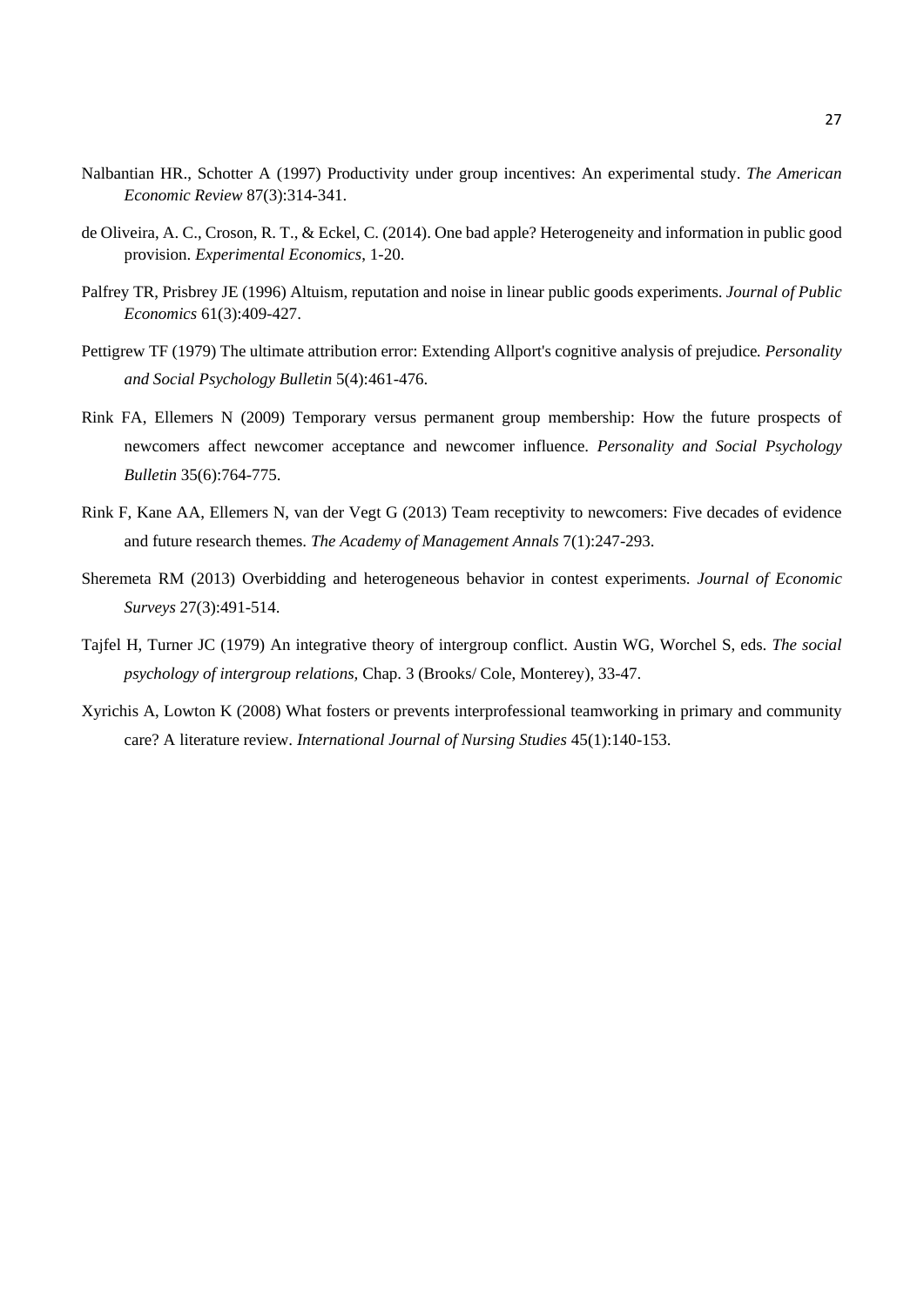Nalbantian HR., Schotter A (1997) Productivity under group incentives: An experimental study. *The American Economic Review* 87(3):314-341.

de Oliveira, A. C., Croson, R. T., & Eckel, C. (2014). One bad apple? Heterogeneity and information in public good provision. *Experimental Economics*, 1-20.

Palfrey TR, Prisbrey JE (1996) Altuism, reputation and noise in linear public goods experiments. *Journal of Public Economics* 61(3):409-427.

Pettigrew TF (1979) The ultimate attribution error: Extending Allport's cognitive analysis of prejudice. *Personality and Social Psychology Bulletin* 5(4):461-476.

Rink FA, Ellemers N (2009) Temporary versus permanent group membership: How the future prospects of newcomers affect newcomer acceptance and newcomer influence. *Personality and Social Psychology Bulletin* 35(6):764-775.

Rink F, Kane AA, Ellemers N, van der Vegt G (2013) Team receptivity to newcomers: Five decades of evidence and future research themes. *The Academy of Management Annals* 7(1):247-293.

Sheremeta RM (2013) Overbidding and heterogeneous behavior in contest experiments. *Journal of Economic Surveys* 27(3):491-514.

Tajfel H, Turner JC (1979) An integrative theory of intergroup conflict. Austin WG, Worchel S, eds. *The social psychology of intergroup relations,* Chap. 3 (Brooks/ Cole, Monterey), 33-47.

Xyrichis A, Lowton K (2008) What fosters or prevents interprofessional teamworking in primary and community care? A literature review. *International Journal of Nursing Studies* 45(1):140-153.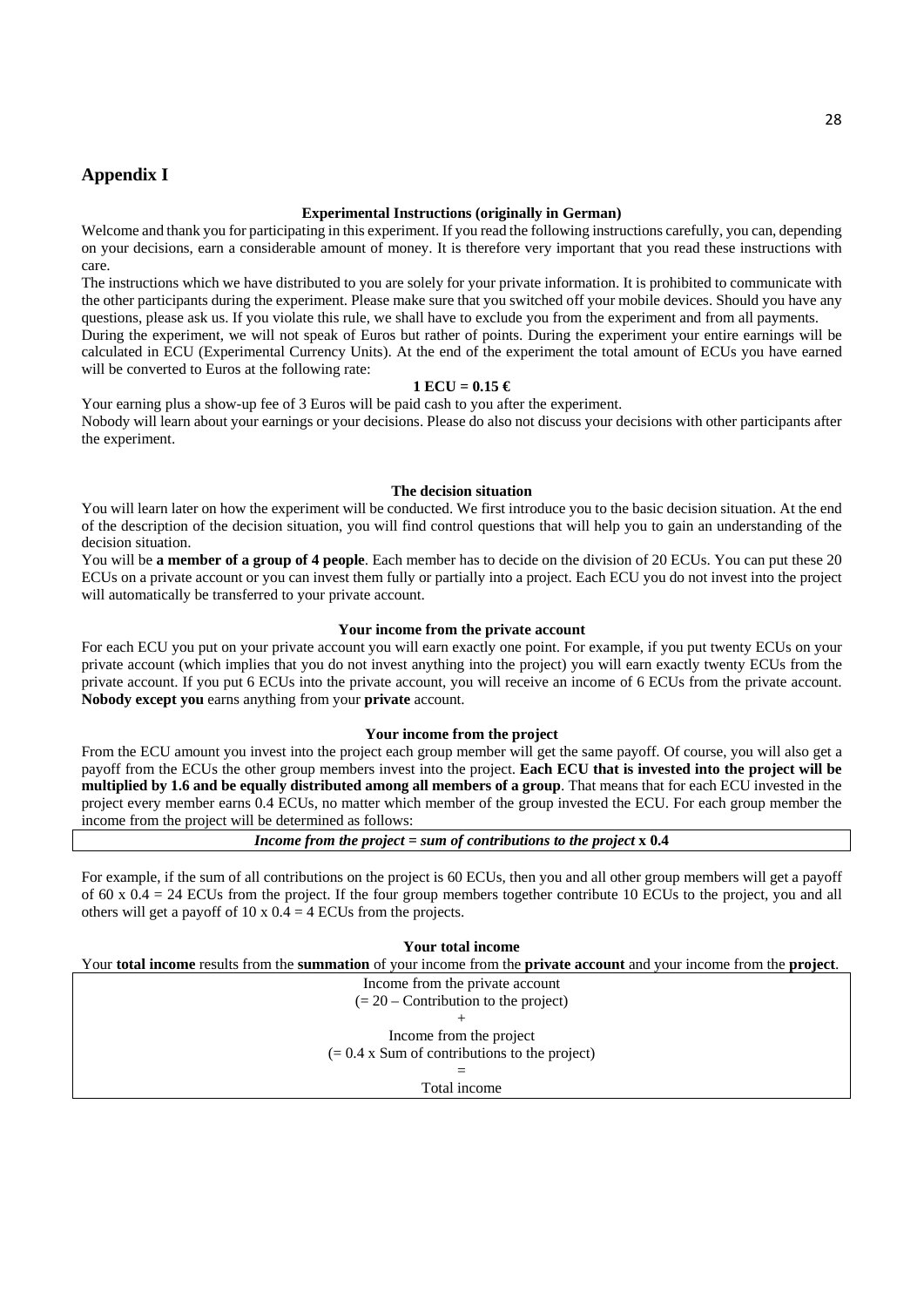## Appendix I

### Experimental Instructions (originally in German)

Welcome and thank you for participating in this experiment. If you read the following instructions carefully, you can, depending on your decisions, earn a considerable amount of money. It is therefore very important that you read these instructions with care.

The instructions which we have distributed to you are solely for your private information. It is prohibited to communicate with the other participants during the experiment. Please make sure that you switched off your mobile devices. Should you have any questions, please ask us. If you violate this rule, we shall have to exclude you from the experiment and from all payments.

During the experiment, we will not speak of Euros but rather of points. During the experiment your entire earnings will be calculated in ECU (Experimental Currency Units). At the end of the experiment the total amount of ECUs you have earned will be converted to Euros at the following rate:

**1 ECU = 0.15 €**

Your earning plus a show-up fee of 3 Euros will be paid cash to you after the experiment.

Nobody will learn about your earnings or your decisions. Please do also not discuss your decisions with other participants after the experiment.

### The decision situation

You will learn later on how the experiment will be conducted. We first introduce you to the basic decision situation. At the end of the description of the decision situation, you will find control questions that will help you to gain an understanding of the decision situation.

You will be **a member of a group of 4 people**. Each member has to decide on the division of 20 ECUs. You can put these 20 ECUs on a private account or you can invest them fully or partially into a project. Each ECU you do not invest into the project will automatically be transferred to your private account.

### Your income from the private account

For each ECU you put on your private account you will earn exactly one point. For example, if you put twenty ECUs on your private account (which implies that you do not invest anything into the project) you will earn exactly twenty ECUs from the private account. If you put 6 ECUs into the private account, you will receive an income of 6 ECUs from the private account. **Nobody except you** earns anything from your **private** account.

### Your income from the project

From the ECU amount you invest into the project each group member will get the same payoff. Of course, you will also get a payoff from the ECUs the other group members invest into the project. **Each ECU that is invested into the project will be multiplied by 1.6 and be equally distributed among all members of a group**. That means that for each ECU invested in the project every member earns 0.4 ECUs, no matter which member of the group invested the ECU. For each group member the income from the project will be determined as follows:

***Income from the project = sum of contributions to the project* x 0.4**

For example, if the sum of all contributions on the project is 60 ECUs, then you and all other group members will get a payoff of 60 x 0.4 = 24 ECUs from the project. If the four group members together contribute 10 ECUs to the project, you and all others will get a payoff of 10 x 0.4 = 4 ECUs from the projects.

### Your total income

Your **total income** results from the **summation** of your income from the **private account** and your income from the **project**.

Income from the private account
(= 20 – Contribution to the project)
+
Income from the project
(= 0.4 x Sum of contributions to the project)
=
Total income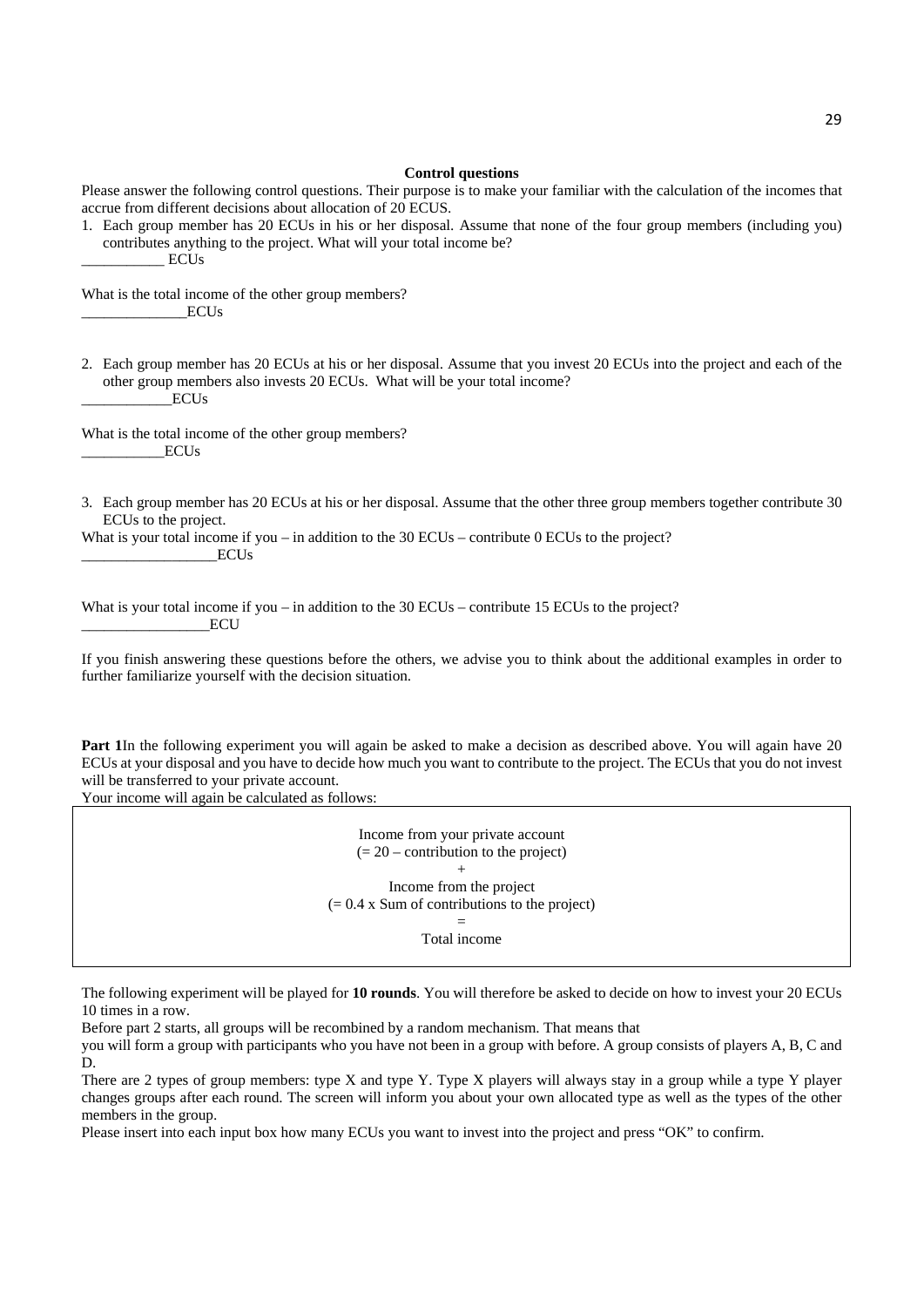**Control questions**

Please answer the following control questions. Their purpose is to make your familiar with the calculation of the incomes that accrue from different decisions about allocation of 20 ECUS.

1. Each group member has 20 ECUs in his or her disposal. Assume that none of the four group members (including you) contributes anything to the project. What will your total income be?
   ___________ ECUs

What is the total income of the other group members?
______________ECUs

2. Each group member has 20 ECUs at his or her disposal. Assume that you invest 20 ECUs into the project and each of the other group members also invests 20 ECUs. What will be your total income?
   ____________ECUs

What is the total income of the other group members?
___________ECUs

3. Each group member has 20 ECUs at his or her disposal. Assume that the other three group members together contribute 30 ECUs to the project.

What is your total income if you – in addition to the 30 ECUs – contribute 0 ECUs to the project?
__________________ECUs

What is your total income if you – in addition to the 30 ECUs – contribute 15 ECUs to the project?
_________________ECU

If you finish answering these questions before the others, we advise you to think about the additional examples in order to further familiarize yourself with the decision situation.

**Part 1**In the following experiment you will again be asked to make a decision as described above. You will again have 20 ECUs at your disposal and you have to decide how much you want to contribute to the project. The ECUs that you do not invest will be transferred to your private account.

Your income will again be calculated as follows:

| Income from your private account<br>(= 20 – contribution to the project)<br>+<br>Income from the project<br>(= 0.4 x Sum of contributions to the project)<br>=<br>Total income |
|---|

The following experiment will be played for **10 rounds**. You will therefore be asked to decide on how to invest your 20 ECUs 10 times in a row.

Before part 2 starts, all groups will be recombined by a random mechanism. That means that

you will form a group with participants who you have not been in a group with before. A group consists of players A, B, C and D.

There are 2 types of group members: type X and type Y. Type X players will always stay in a group while a type Y player changes groups after each round. The screen will inform you about your own allocated type as well as the types of the other members in the group.

Please insert into each input box how many ECUs you want to invest into the project and press "OK" to confirm.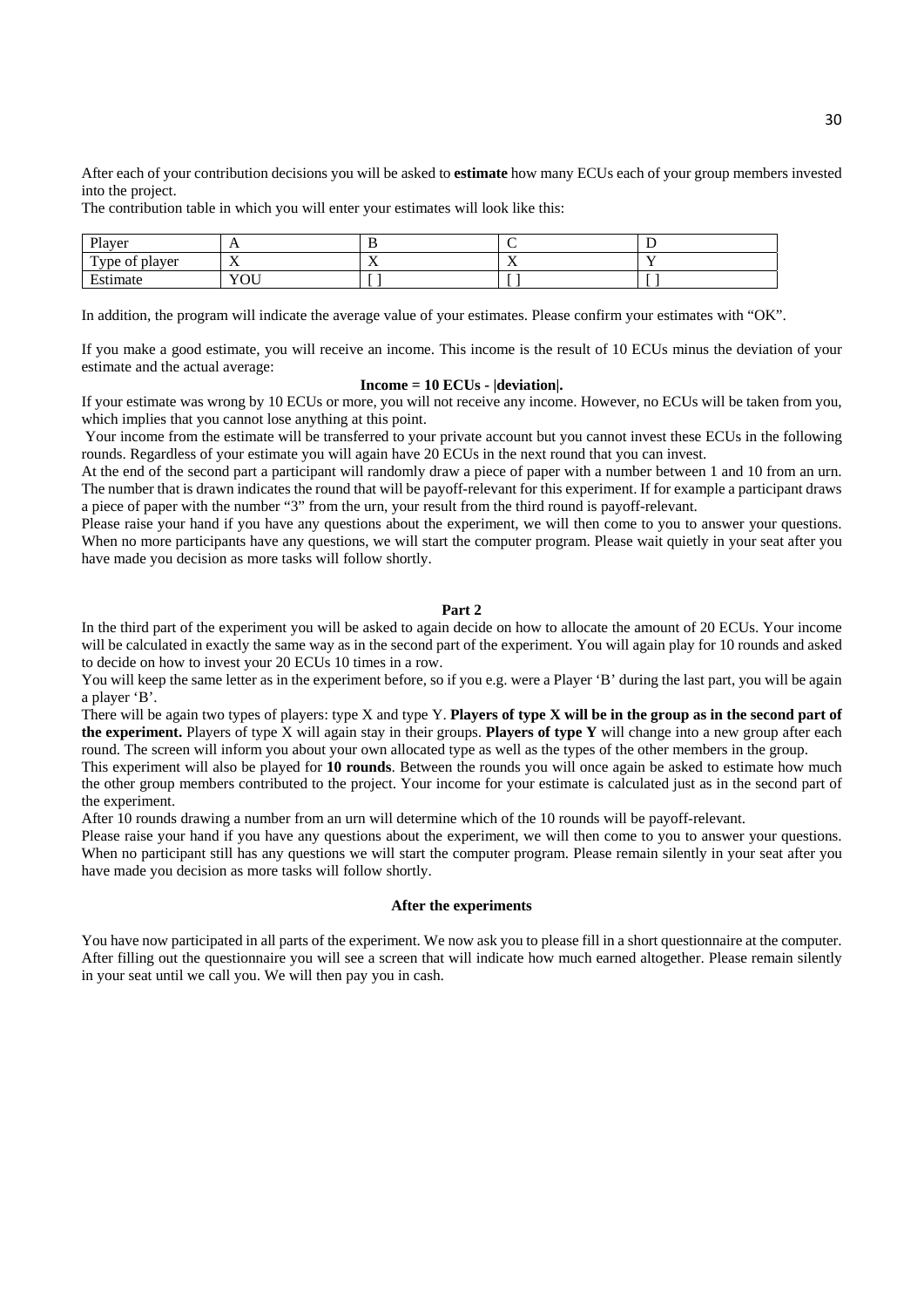After each of your contribution decisions you will be asked to **estimate** how many ECUs each of your group members invested into the project.

The contribution table in which you will enter your estimates will look like this:

| Player | A | B | C | D |
|---|---|---|---|---|
| Type of player | X | X | X | Y |
| Estimate | YOU | [ ] | [ ] | [ ] |

In addition, the program will indicate the average value of your estimates. Please confirm your estimates with "OK".

If you make a good estimate, you will receive an income. This income is the result of 10 ECUs minus the deviation of your estimate and the actual average:

**Income = 10 ECUs - |deviation|.**

If your estimate was wrong by 10 ECUs or more, you will not receive any income. However, no ECUs will be taken from you, which implies that you cannot lose anything at this point.

Your income from the estimate will be transferred to your private account but you cannot invest these ECUs in the following rounds. Regardless of your estimate you will again have 20 ECUs in the next round that you can invest.

At the end of the second part a participant will randomly draw a piece of paper with a number between 1 and 10 from an urn. The number that is drawn indicates the round that will be payoff-relevant for this experiment. If for example a participant draws a piece of paper with the number "3" from the urn, your result from the third round is payoff-relevant.

Please raise your hand if you have any questions about the experiment, we will then come to you to answer your questions. When no more participants have any questions, we will start the computer program. Please wait quietly in your seat after you have made you decision as more tasks will follow shortly.

**Part 2**

In the third part of the experiment you will be asked to again decide on how to allocate the amount of 20 ECUs. Your income will be calculated in exactly the same way as in the second part of the experiment. You will again play for 10 rounds and asked to decide on how to invest your 20 ECUs 10 times in a row.

You will keep the same letter as in the experiment before, so if you e.g. were a Player 'B' during the last part, you will be again a player 'B'.

There will be again two types of players: type X and type Y. **Players of type X will be in the group as in the second part of the experiment.** Players of type X will again stay in their groups. **Players of type Y** will change into a new group after each round. The screen will inform you about your own allocated type as well as the types of the other members in the group.

This experiment will also be played for **10 rounds**. Between the rounds you will once again be asked to estimate how much the other group members contributed to the project. Your income for your estimate is calculated just as in the second part of the experiment.

After 10 rounds drawing a number from an urn will determine which of the 10 rounds will be payoff-relevant.

Please raise your hand if you have any questions about the experiment, we will then come to you to answer your questions. When no participant still has any questions we will start the computer program. Please remain silently in your seat after you have made you decision as more tasks will follow shortly.

**After the experiments**

You have now participated in all parts of the experiment. We now ask you to please fill in a short questionnaire at the computer. After filling out the questionnaire you will see a screen that will indicate how much earned altogether. Please remain silently in your seat until we call you. We will then pay you in cash.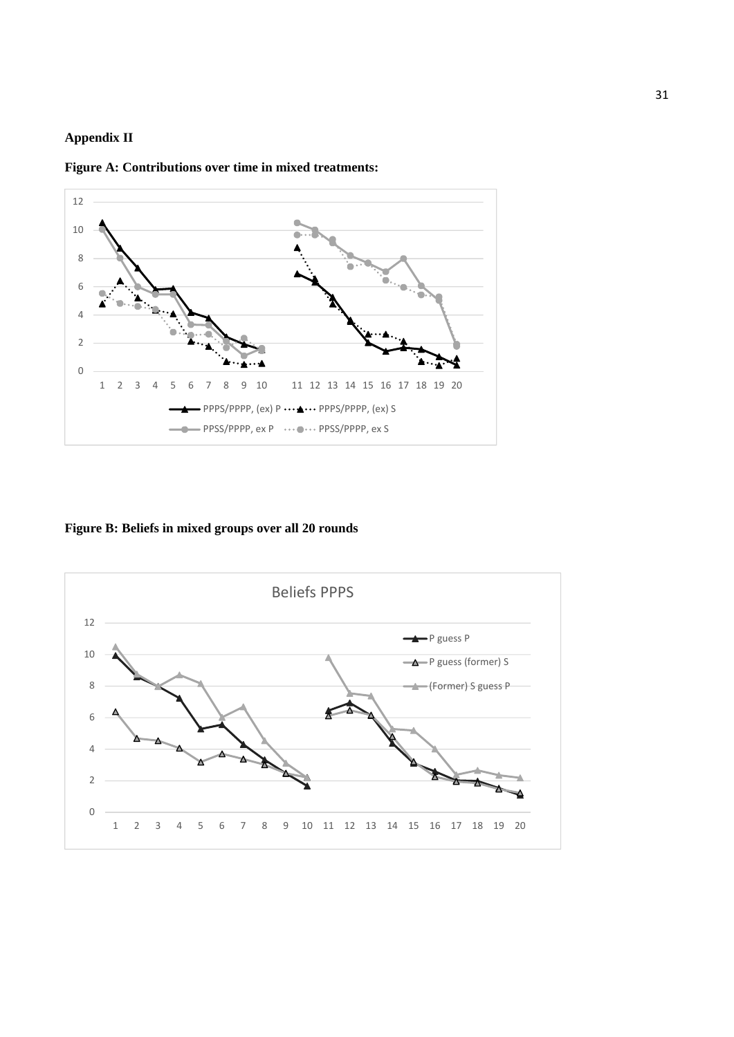## Appendix II

**Figure A: Contributions over time in mixed treatments:**

**Figure B: Beliefs in mixed groups over all 20 rounds**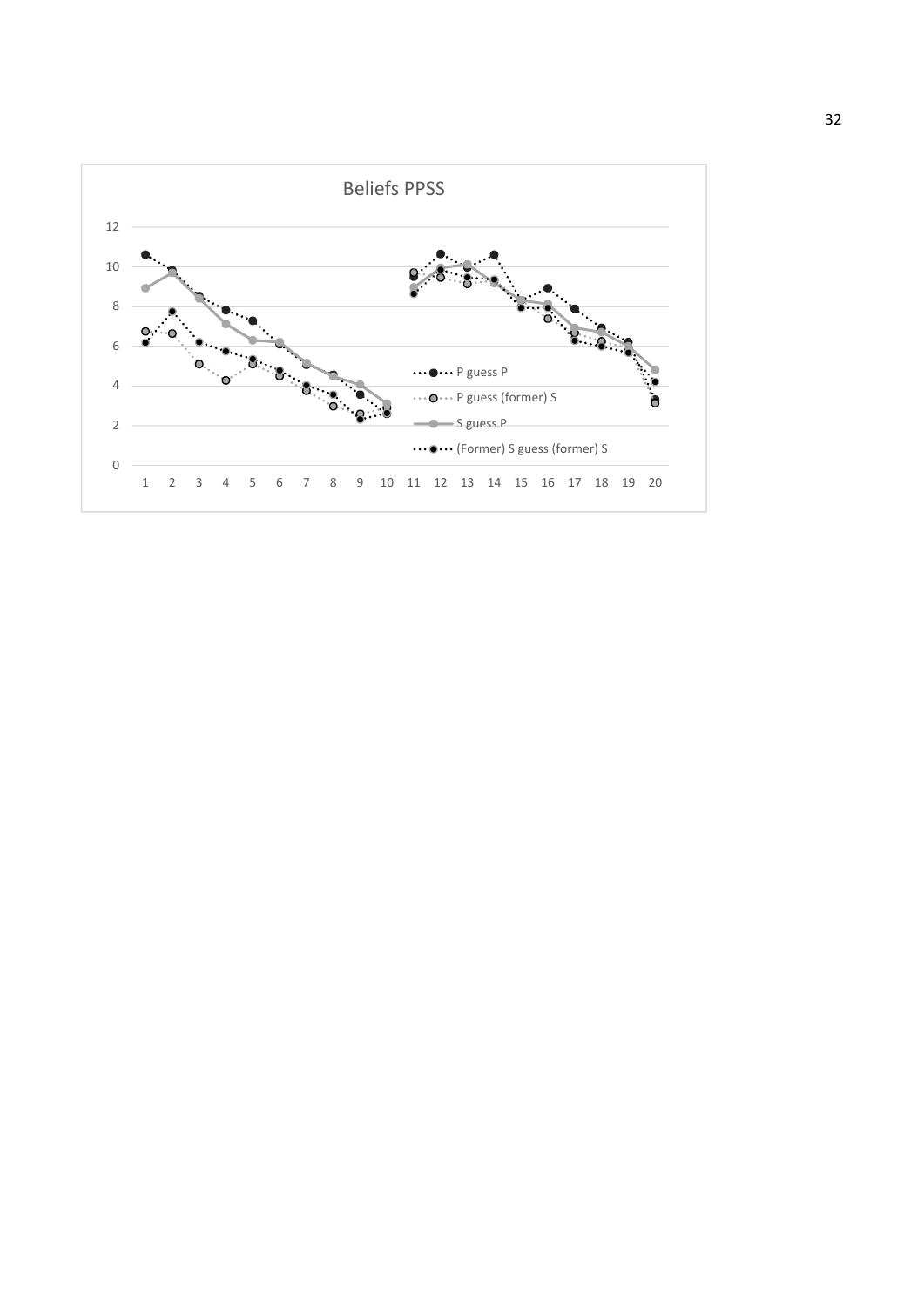Beliefs PPSS

12

10

8

6

4

2

0

1 2 3 4 5 6 7 8 9 10 11 12 13 14 15 16 17 18 19 20

P guess P

P guess (former) S

S guess P

(Former) S guess (former) S